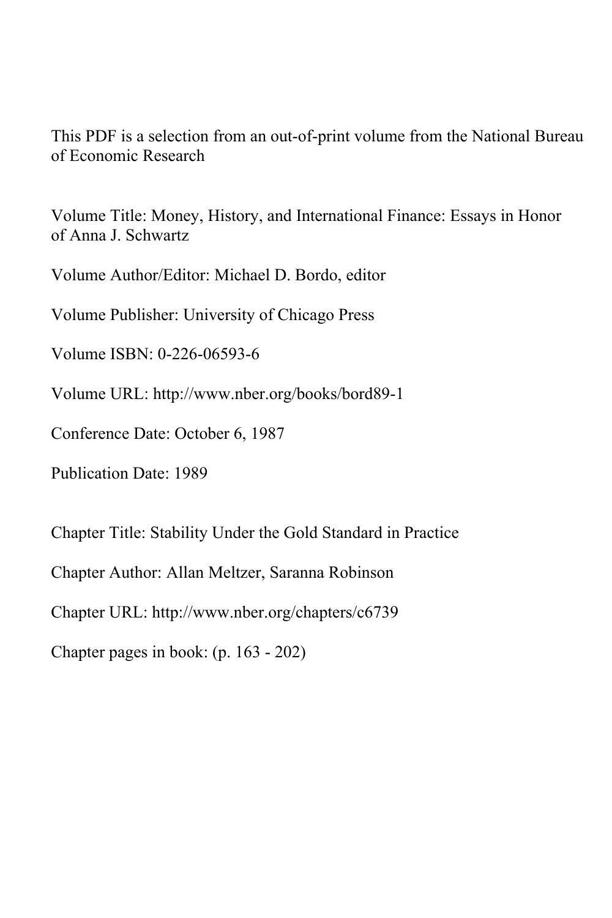This PDF is a selection from an out-of-print volume from the National Bureau of Economic Research

Volume Title: Money, History, and International Finance: Essays in Honor of Anna J. Schwartz

Volume Author/Editor: Michael D. Bordo, editor

Volume Publisher: University of Chicago Press

Volume ISBN: 0-226-06593-6

Volume URL: http://www.nber.org/books/bord89-1

Conference Date: October 6, 1987

Publication Date: 1989

Chapter Title: Stability Under the Gold Standard in Practice

Chapter Author: Allan Meltzer, Saranna Robinson

Chapter URL: http://www.nber.org/chapters/c6739

Chapter pages in book: (p. 163 - 202)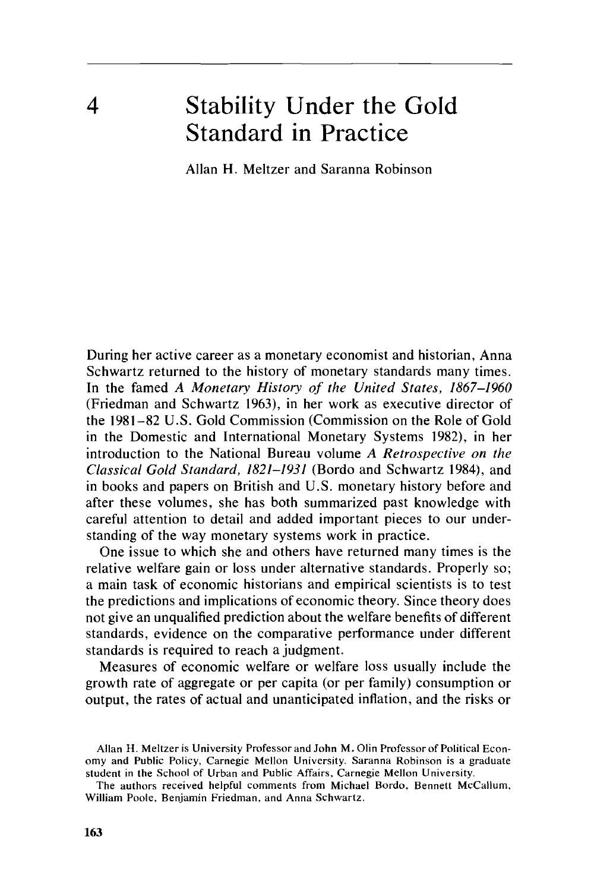# 4 Stability Under the Gold Standard in Practice

Allan H. Meltzer and Saranna Robinson

During her active career as a monetary economist and historian, Anna Schwartz returned to the history of monetary standards many times. In the famed *A Monetary History of the United States, 1867–1960* (Friedman and Schwartz 1963), in her work as executive director of the 1981–82 U.S. Gold Commission (Commission on the Role of Gold in the Domestic and International Monetary Systems 1982), in her introduction to the National Bureau volume *A Retrospective on the Classical Gold Standard, 1821–1931* (Bordo and Schwartz 1984), and in books and papers on British and U.S. monetary history before and after these volumes, she has both summarized past knowledge with careful attention to detail and added important pieces to our understanding of the way monetary systems work in practice.

One issue to which she and others have returned many times is the relative welfare gain or loss under alternative standards. Properly so; a main task of economic historians and empirical scientists is to test the predictions and implications of economic theory. Since theory does not give an unqualified prediction about the welfare benefits of different standards, evidence on the comparative performance under different standards is required to reach a judgment.

Measures of economic welfare or welfare loss usually include the growth rate of aggregate or per capita (or per family) consumption or output, the rates of actual and unanticipated inflation, and the risks or

Allan H. Meltzer is University Professor and John M. Olin Professor of Political Economy and Public Policy, Carnegie Mellon University. Saranna Robinson is a graduate student in the School of Urban and Public Affairs, Carnegie Mellon University.

The authors received helpful comments from Michael Bordo, Bennett McCallum, William Poole, Benjamin Friedman, and Anna Schwartz.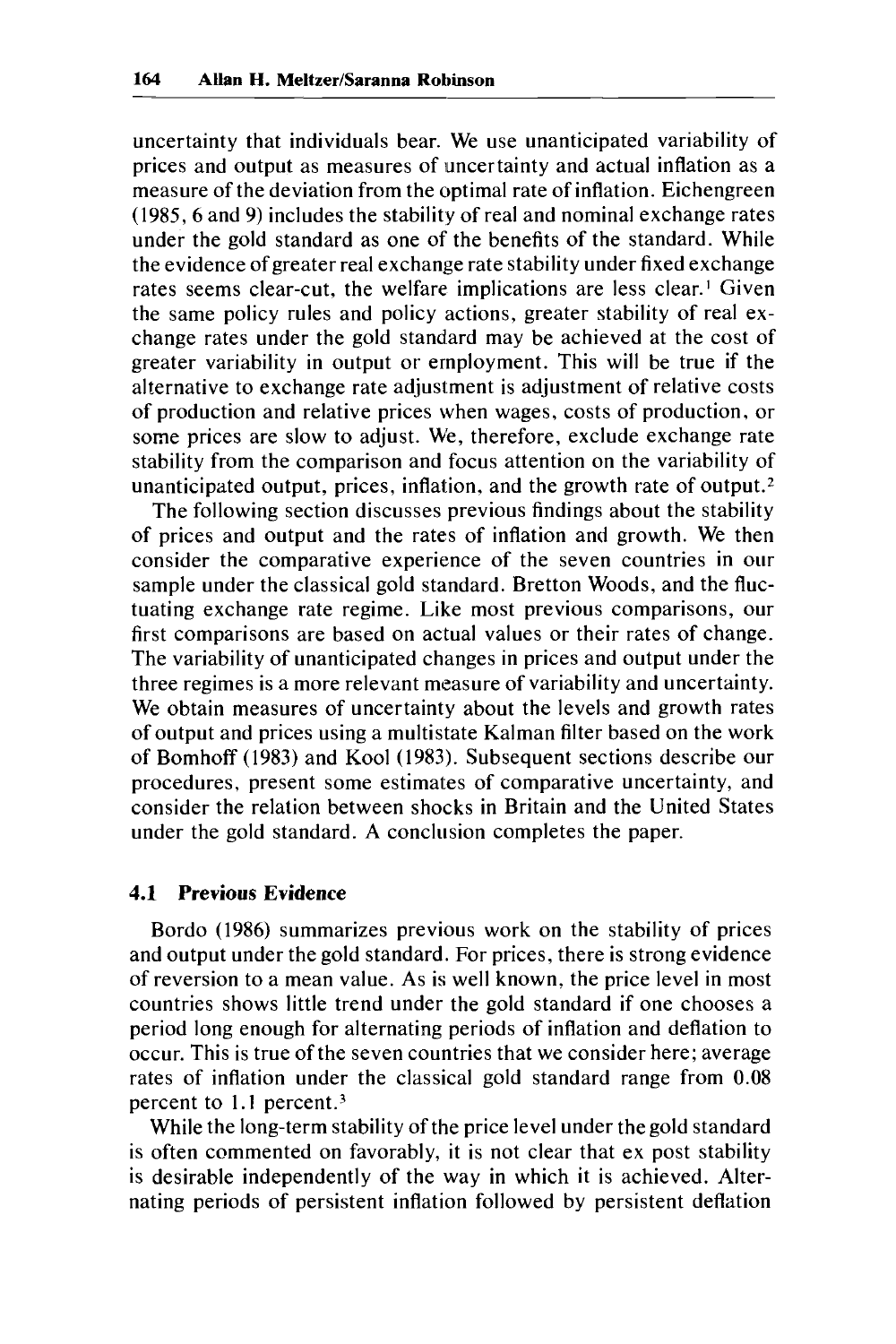uncertainty that individuals bear. We use unanticipated variability of prices and output as measures of uncertainty and actual inflation as a measure of the deviation from the optimal rate of inflation. Eichengreen (1985, 6 and 9) includes the stability of real and nominal exchange rates under the gold standard as one of the benefits of the standard. While the evidence of greater real exchange rate stability under fixed exchange rates seems clear-cut, the welfare implications are less clear.[1] Given the same policy rules and policy actions, greater stability of real exchange rates under the gold standard may be achieved at the cost of greater variability in output or employment. This will be true if the alternative to exchange rate adjustment is adjustment of relative costs of production and relative prices when wages, costs of production, or some prices are slow to adjust. We, therefore, exclude exchange rate stability from the comparison and focus attention on the variability of unanticipated output, prices, inflation, and the growth rate of output.[2]

The following section discusses previous findings about the stability of prices and output and the rates of inflation and growth. We then consider the comparative experience of the seven countries in our sample under the classical gold standard. Bretton Woods, and the fluctuating exchange rate regime. Like most previous comparisons, our first comparisons are based on actual values or their rates of change. The variability of unanticipated changes in prices and output under the three regimes is a more relevant measure of variability and uncertainty. We obtain measures of uncertainty about the levels and growth rates of output and prices using a multistate Kalman filter based on the work of Bomhoff (1983) and Kool (1983). Subsequent sections describe our procedures, present some estimates of comparative uncertainty, and consider the relation between shocks in Britain and the United States under the gold standard. A conclusion completes the paper.

## 4.1 Previous Evidence

Bordo (1986) summarizes previous work on the stability of prices and output under the gold standard. For prices, there is strong evidence of reversion to a mean value. As is well known, the price level in most countries shows little trend under the gold standard if one chooses a period long enough for alternating periods of inflation and deflation to occur. This is true of the seven countries that we consider here; average rates of inflation under the classical gold standard range from 0.08 percent to 1.1 percent.[3]

While the long-term stability of the price level under the gold standard is often commented on favorably, it is not clear that ex post stability is desirable independently of the way in which it is achieved. Alternating periods of persistent inflation followed by persistent deflation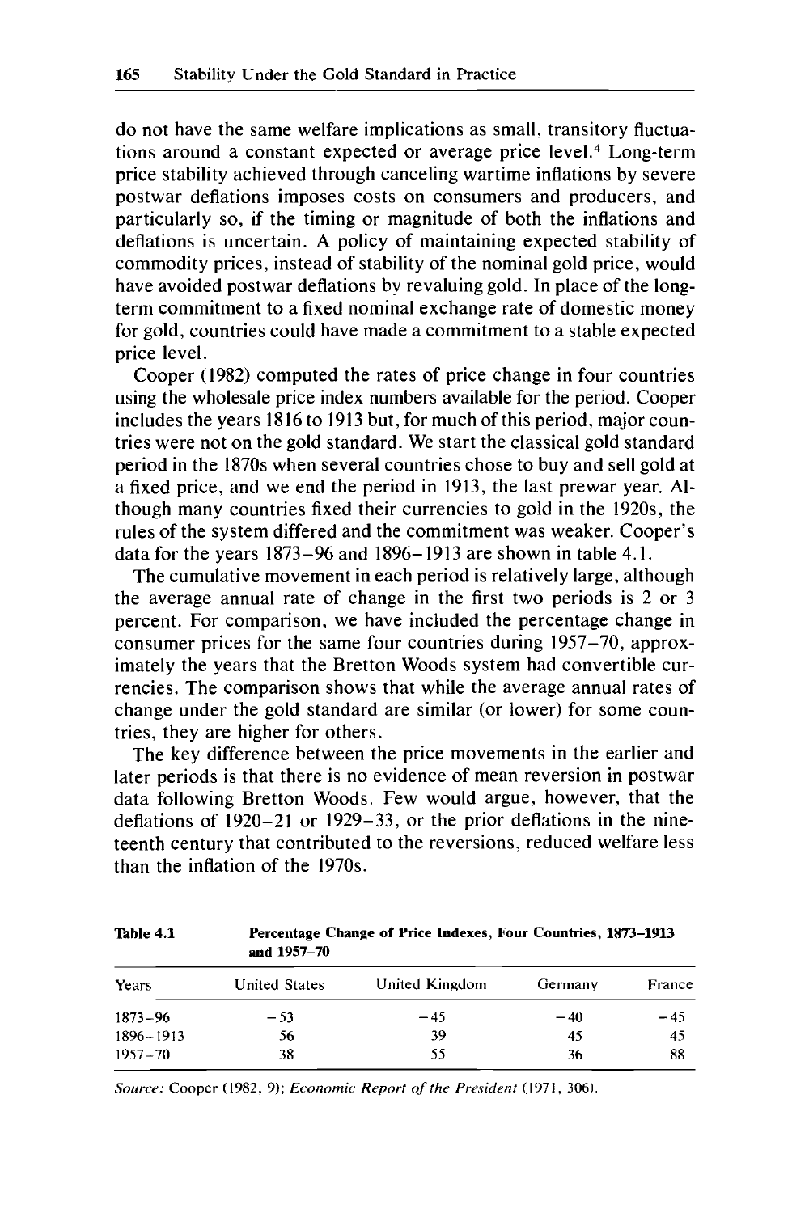do not have the same welfare implications as small, transitory fluctuations around a constant expected or average price level.[4] Long-term price stability achieved through canceling wartime inflations by severe postwar deflations imposes costs on consumers and producers, and particularly so, if the timing or magnitude of both the inflations and deflations is uncertain. A policy of maintaining expected stability of commodity prices, instead of stability of the nominal gold price, would have avoided postwar deflations by revaluing gold. In place of the long-term commitment to a fixed nominal exchange rate of domestic money for gold, countries could have made a commitment to a stable expected price level.

Cooper (1982) computed the rates of price change in four countries using the wholesale price index numbers available for the period. Cooper includes the years 1816 to 1913 but, for much of this period, major countries were not on the gold standard. We start the classical gold standard period in the 1870s when several countries chose to buy and sell gold at a fixed price, and we end the period in 1913, the last prewar year. Although many countries fixed their currencies to gold in the 1920s, the rules of the system differed and the commitment was weaker. Cooper's data for the years 1873–96 and 1896–1913 are shown in table 4.1.

The cumulative movement in each period is relatively large, although the average annual rate of change in the first two periods is 2 or 3 percent. For comparison, we have included the percentage change in consumer prices for the same four countries during 1957–70, approximately the years that the Bretton Woods system had convertible currencies. The comparison shows that while the average annual rates of change under the gold standard are similar (or lower) for some countries, they are higher for others.

The key difference between the price movements in the earlier and later periods is that there is no evidence of mean reversion in postwar data following Bretton Woods. Few would argue, however, that the deflations of 1920–21 or 1929–33, or the prior deflations in the nineteenth century that contributed to the reversions, reduced welfare less than the inflation of the 1970s.

**Table 4.1** **Percentage Change of Price Indexes, Four Countries, 1873–1913 and 1957–70**

| Years | United States | United Kingdom | Germany | France |
|---|---|---|---|---|
| 1873–96 | −53 | −45 | −40 | −45 |
| 1896–1913 | 56 | 39 | 45 | 45 |
| 1957–70 | 38 | 55 | 36 | 88 |

*Source:* Cooper (1982, 9); *Economic Report of the President* (1971, 306).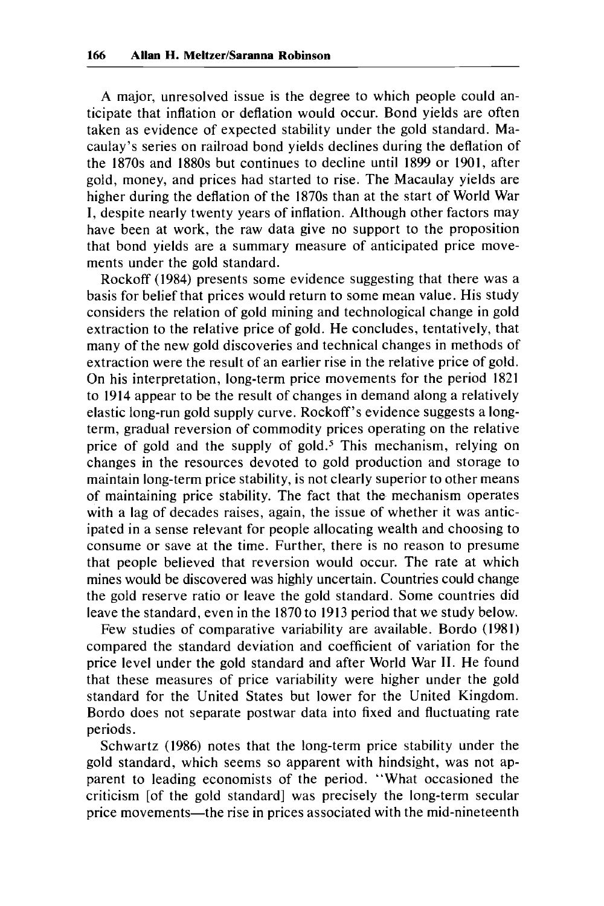A major, unresolved issue is the degree to which people could anticipate that inflation or deflation would occur. Bond yields are often taken as evidence of expected stability under the gold standard. Macaulay's series on railroad bond yields declines during the deflation of the 1870s and 1880s but continues to decline until 1899 or 1901, after gold, money, and prices had started to rise. The Macaulay yields are higher during the deflation of the 1870s than at the start of World War I, despite nearly twenty years of inflation. Although other factors may have been at work, the raw data give no support to the proposition that bond yields are a summary measure of anticipated price movements under the gold standard.

Rockoff (1984) presents some evidence suggesting that there was a basis for belief that prices would return to some mean value. His study considers the relation of gold mining and technological change in gold extraction to the relative price of gold. He concludes, tentatively, that many of the new gold discoveries and technical changes in methods of extraction were the result of an earlier rise in the relative price of gold. On his interpretation, long-term price movements for the period 1821 to 1914 appear to be the result of changes in demand along a relatively elastic long-run gold supply curve. Rockoff's evidence suggests a long-term, gradual reversion of commodity prices operating on the relative price of gold and the supply of gold.[5] This mechanism, relying on changes in the resources devoted to gold production and storage to maintain long-term price stability, is not clearly superior to other means of maintaining price stability. The fact that the mechanism operates with a lag of decades raises, again, the issue of whether it was anticipated in a sense relevant for people allocating wealth and choosing to consume or save at the time. Further, there is no reason to presume that people believed that reversion would occur. The rate at which mines would be discovered was highly uncertain. Countries could change the gold reserve ratio or leave the gold standard. Some countries did leave the standard, even in the 1870 to 1913 period that we study below.

Few studies of comparative variability are available. Bordo (1981) compared the standard deviation and coefficient of variation for the price level under the gold standard and after World War II. He found that these measures of price variability were higher under the gold standard for the United States but lower for the United Kingdom. Bordo does not separate postwar data into fixed and fluctuating rate periods.

Schwartz (1986) notes that the long-term price stability under the gold standard, which seems so apparent with hindsight, was not apparent to leading economists of the period. "What occasioned the criticism [of the gold standard] was precisely the long-term secular price movements—the rise in prices associated with the mid-nineteenth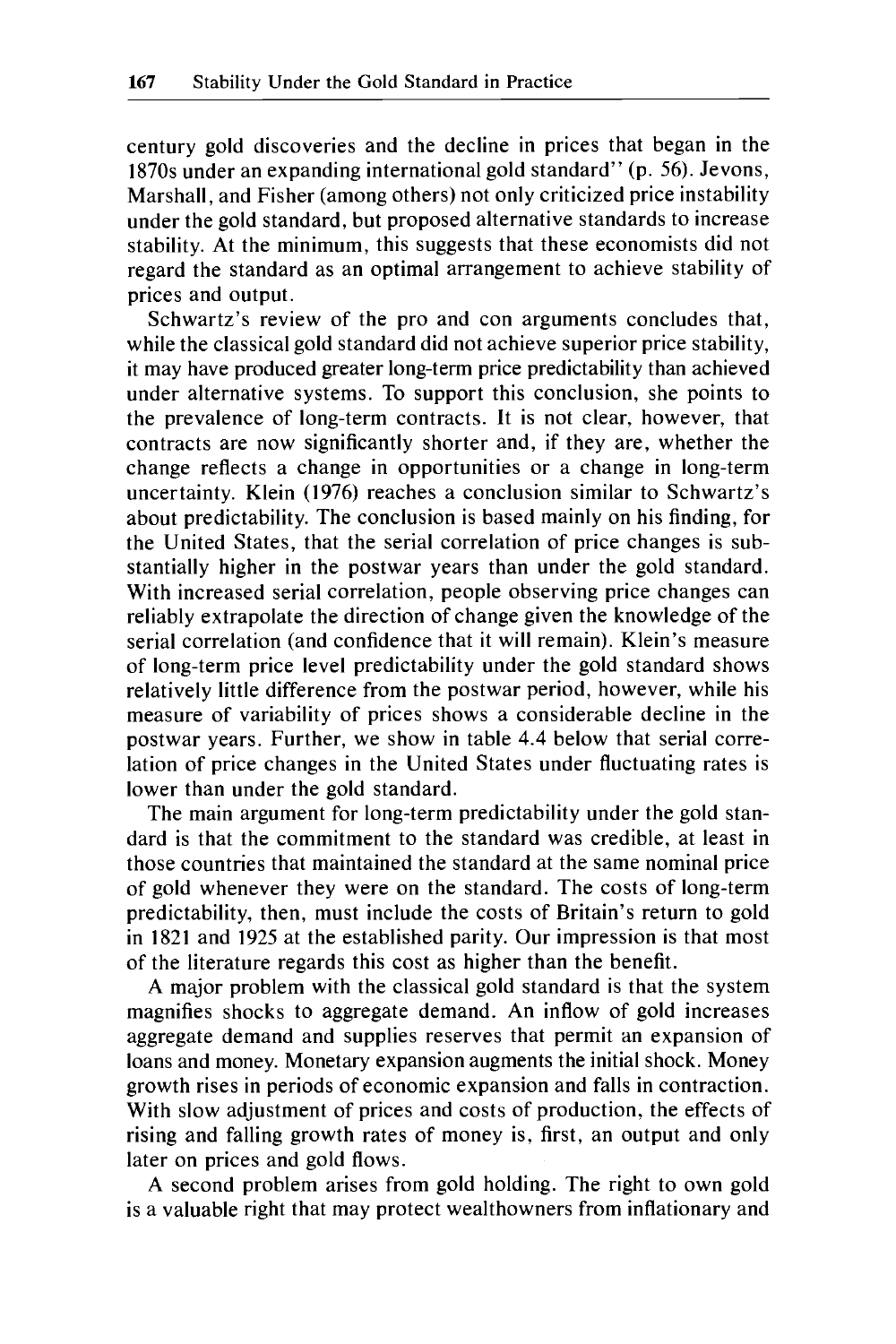century gold discoveries and the decline in prices that began in the 1870s under an expanding international gold standard" (p. 56). Jevons, Marshall, and Fisher (among others) not only criticized price instability under the gold standard, but proposed alternative standards to increase stability. At the minimum, this suggests that these economists did not regard the standard as an optimal arrangement to achieve stability of prices and output.

Schwartz's review of the pro and con arguments concludes that, while the classical gold standard did not achieve superior price stability, it may have produced greater long-term price predictability than achieved under alternative systems. To support this conclusion, she points to the prevalence of long-term contracts. It is not clear, however, that contracts are now significantly shorter and, if they are, whether the change reflects a change in opportunities or a change in long-term uncertainty. Klein (1976) reaches a conclusion similar to Schwartz's about predictability. The conclusion is based mainly on his finding, for the United States, that the serial correlation of price changes is substantially higher in the postwar years than under the gold standard. With increased serial correlation, people observing price changes can reliably extrapolate the direction of change given the knowledge of the serial correlation (and confidence that it will remain). Klein's measure of long-term price level predictability under the gold standard shows relatively little difference from the postwar period, however, while his measure of variability of prices shows a considerable decline in the postwar years. Further, we show in table 4.4 below that serial correlation of price changes in the United States under fluctuating rates is lower than under the gold standard.

The main argument for long-term predictability under the gold standard is that the commitment to the standard was credible, at least in those countries that maintained the standard at the same nominal price of gold whenever they were on the standard. The costs of long-term predictability, then, must include the costs of Britain's return to gold in 1821 and 1925 at the established parity. Our impression is that most of the literature regards this cost as higher than the benefit.

A major problem with the classical gold standard is that the system magnifies shocks to aggregate demand. An inflow of gold increases aggregate demand and supplies reserves that permit an expansion of loans and money. Monetary expansion augments the initial shock. Money growth rises in periods of economic expansion and falls in contraction. With slow adjustment of prices and costs of production, the effects of rising and falling growth rates of money is, first, an output and only later on prices and gold flows.

A second problem arises from gold holding. The right to own gold is a valuable right that may protect wealthowners from inflationary and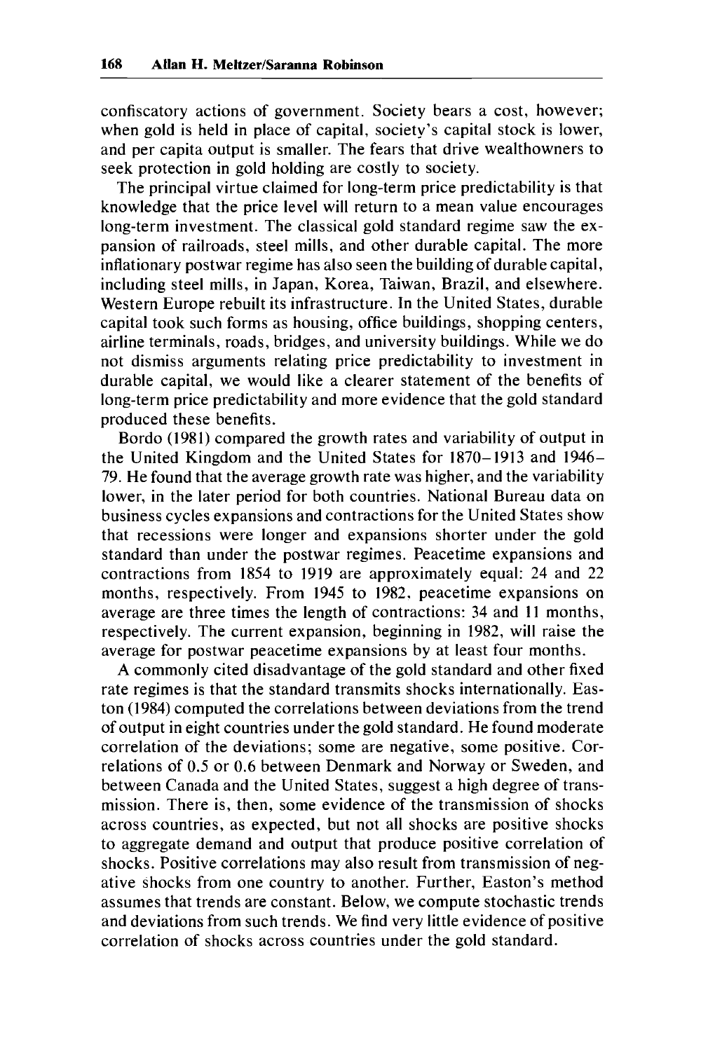confiscatory actions of government. Society bears a cost, however; when gold is held in place of capital, society's capital stock is lower, and per capita output is smaller. The fears that drive wealthowners to seek protection in gold holding are costly to society.

The principal virtue claimed for long-term price predictability is that knowledge that the price level will return to a mean value encourages long-term investment. The classical gold standard regime saw the expansion of railroads, steel mills, and other durable capital. The more inflationary postwar regime has also seen the building of durable capital, including steel mills, in Japan, Korea, Taiwan, Brazil, and elsewhere. Western Europe rebuilt its infrastructure. In the United States, durable capital took such forms as housing, office buildings, shopping centers, airline terminals, roads, bridges, and university buildings. While we do not dismiss arguments relating price predictability to investment in durable capital, we would like a clearer statement of the benefits of long-term price predictability and more evidence that the gold standard produced these benefits.

Bordo (1981) compared the growth rates and variability of output in the United Kingdom and the United States for 1870–1913 and 1946–79. He found that the average growth rate was higher, and the variability lower, in the later period for both countries. National Bureau data on business cycles expansions and contractions for the United States show that recessions were longer and expansions shorter under the gold standard than under the postwar regimes. Peacetime expansions and contractions from 1854 to 1919 are approximately equal: 24 and 22 months, respectively. From 1945 to 1982, peacetime expansions on average are three times the length of contractions: 34 and 11 months, respectively. The current expansion, beginning in 1982, will raise the average for postwar peacetime expansions by at least four months.

A commonly cited disadvantage of the gold standard and other fixed rate regimes is that the standard transmits shocks internationally. Easton (1984) computed the correlations between deviations from the trend of output in eight countries under the gold standard. He found moderate correlation of the deviations; some are negative, some positive. Correlations of 0.5 or 0.6 between Denmark and Norway or Sweden, and between Canada and the United States, suggest a high degree of transmission. There is, then, some evidence of the transmission of shocks across countries, as expected, but not all shocks are positive shocks to aggregate demand and output that produce positive correlation of shocks. Positive correlations may also result from transmission of negative shocks from one country to another. Further, Easton's method assumes that trends are constant. Below, we compute stochastic trends and deviations from such trends. We find very little evidence of positive correlation of shocks across countries under the gold standard.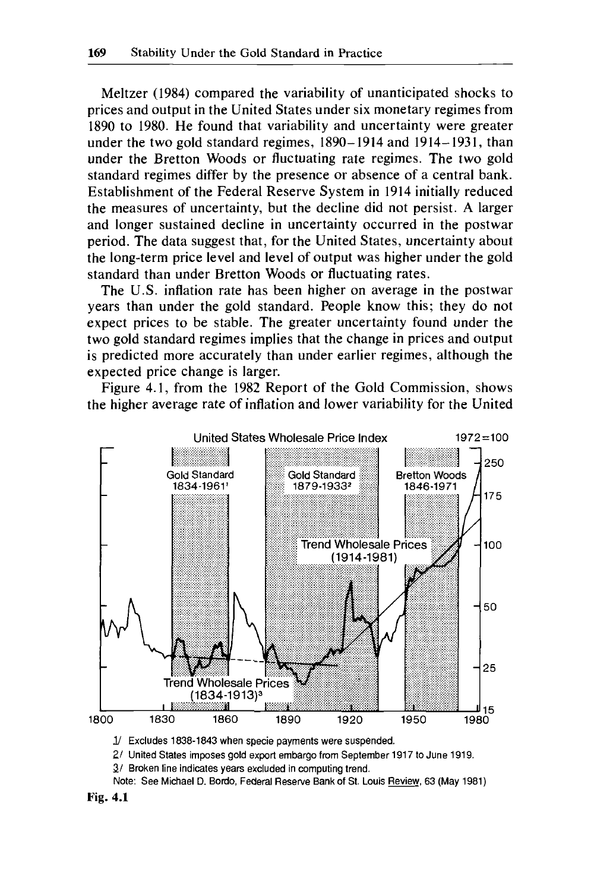Meltzer (1984) compared the variability of unanticipated shocks to prices and output in the United States under six monetary regimes from 1890 to 1980. He found that variability and uncertainty were greater under the two gold standard regimes, 1890–1914 and 1914–1931, than under the Bretton Woods or fluctuating rate regimes. The two gold standard regimes differ by the presence or absence of a central bank. Establishment of the Federal Reserve System in 1914 initially reduced the measures of uncertainty, but the decline did not persist. A larger and longer sustained decline in uncertainty occurred in the postwar period. The data suggest that, for the United States, uncertainty about the long-term price level and level of output was higher under the gold standard than under Bretton Woods or fluctuating rates.

The U.S. inflation rate has been higher on average in the postwar years than under the gold standard. People know this; they do not expect prices to be stable. The greater uncertainty found under the two gold standard regimes implies that the change in prices and output is predicted more accurately than under earlier regimes, although the expected price change is larger.

Figure 4.1, from the 1982 Report of the Gold Commission, shows the higher average rate of inflation and lower variability for the United

1/ Excludes 1838-1843 when specie payments were suspended.

2/ United States imposes gold export embargo from September 1917 to June 1919.

3/ Broken line indicates years excluded in computing trend.

Note: See Michael D. Bordo, Federal Reserve Bank of St. Louis Review, 63 (May 1981)

**Fig. 4.1**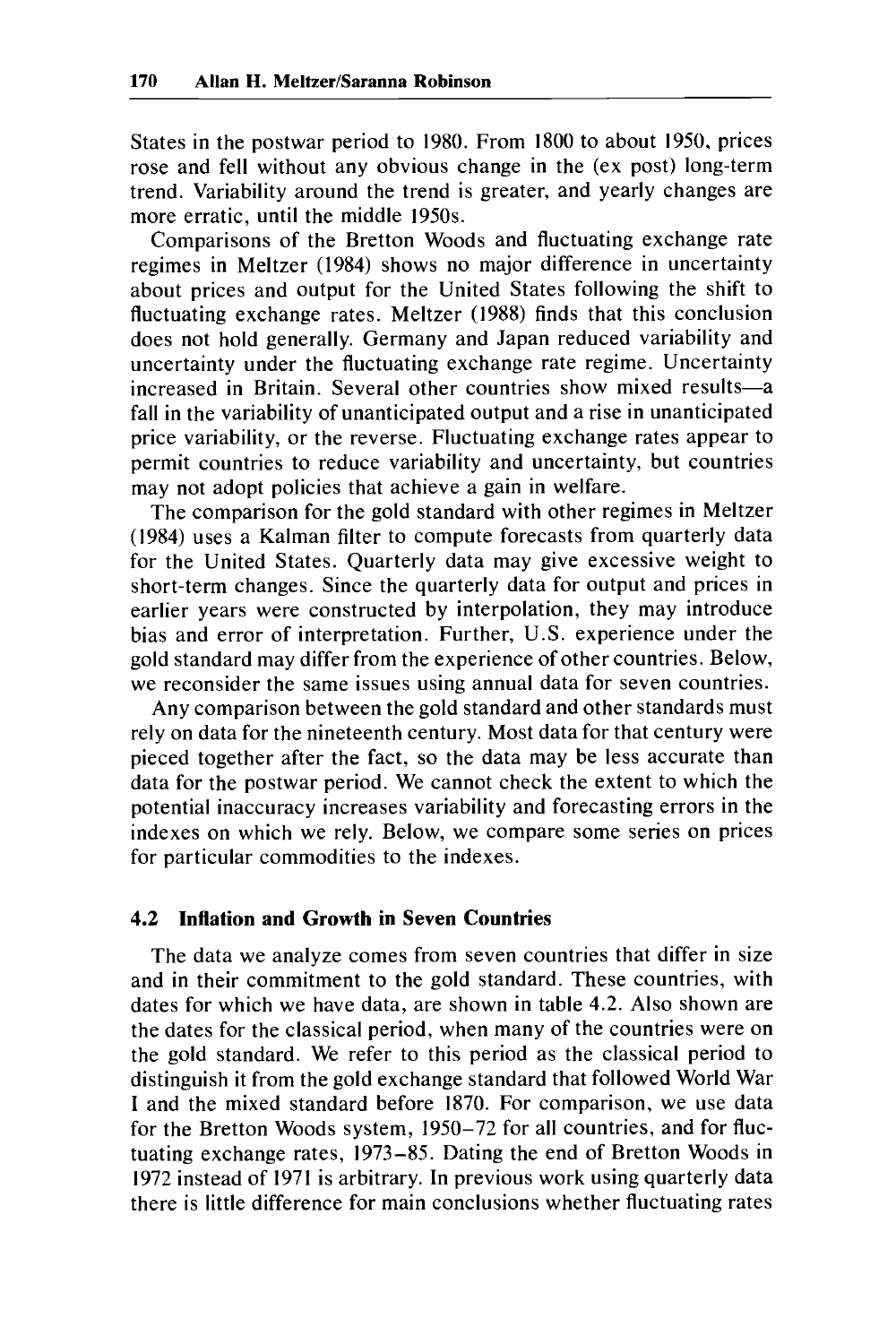States in the postwar period to 1980. From 1800 to about 1950, prices rose and fell without any obvious change in the (ex post) long-term trend. Variability around the trend is greater, and yearly changes are more erratic, until the middle 1950s.

Comparisons of the Bretton Woods and fluctuating exchange rate regimes in Meltzer (1984) shows no major difference in uncertainty about prices and output for the United States following the shift to fluctuating exchange rates. Meltzer (1988) finds that this conclusion does not hold generally. Germany and Japan reduced variability and uncertainty under the fluctuating exchange rate regime. Uncertainty increased in Britain. Several other countries show mixed results—a fall in the variability of unanticipated output and a rise in unanticipated price variability, or the reverse. Fluctuating exchange rates appear to permit countries to reduce variability and uncertainty, but countries may not adopt policies that achieve a gain in welfare.

The comparison for the gold standard with other regimes in Meltzer (1984) uses a Kalman filter to compute forecasts from quarterly data for the United States. Quarterly data may give excessive weight to short-term changes. Since the quarterly data for output and prices in earlier years were constructed by interpolation, they may introduce bias and error of interpretation. Further, U.S. experience under the gold standard may differ from the experience of other countries. Below, we reconsider the same issues using annual data for seven countries.

Any comparison between the gold standard and other standards must rely on data for the nineteenth century. Most data for that century were pieced together after the fact, so the data may be less accurate than data for the postwar period. We cannot check the extent to which the potential inaccuracy increases variability and forecasting errors in the indexes on which we rely. Below, we compare some series on prices for particular commodities to the indexes.

## 4.2 Inflation and Growth in Seven Countries

The data we analyze comes from seven countries that differ in size and in their commitment to the gold standard. These countries, with dates for which we have data, are shown in table 4.2. Also shown are the dates for the classical period, when many of the countries were on the gold standard. We refer to this period as the classical period to distinguish it from the gold exchange standard that followed World War I and the mixed standard before 1870. For comparison, we use data for the Bretton Woods system, 1950–72 for all countries, and for fluctuating exchange rates, 1973–85. Dating the end of Bretton Woods in 1972 instead of 1971 is arbitrary. In previous work using quarterly data there is little difference for main conclusions whether fluctuating rates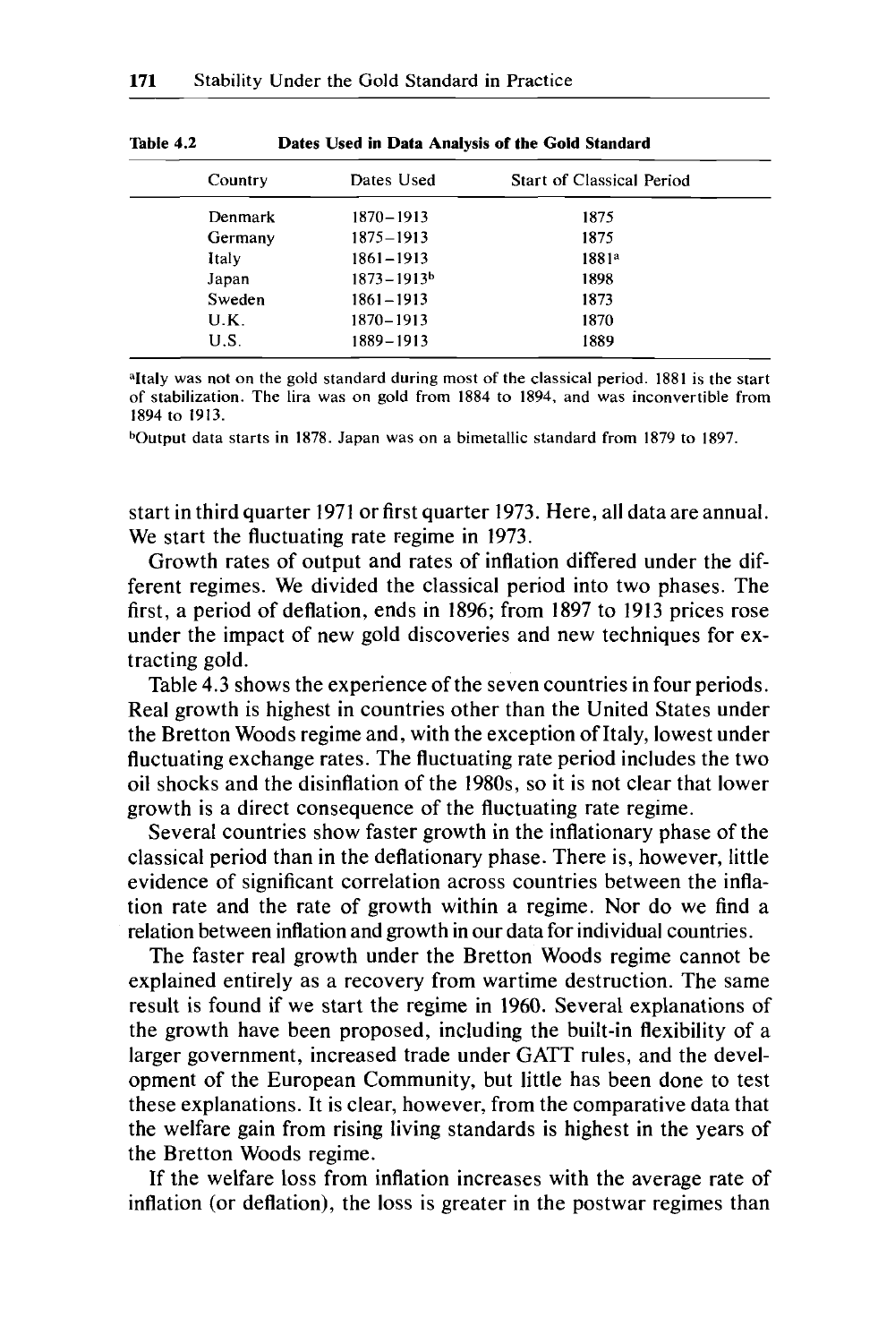**Table 4.2 Dates Used in Data Analysis of the Gold Standard**

| Country | Dates Used | Start of Classical Period |
|---|---|---|
| Denmark | 1870–1913 | 1875 |
| Germany | 1875–1913 | 1875 |
| Italy | 1861–1913 | 1881[a] |
| Japan | 1873–1913[b] | 1898 |
| Sweden | 1861–1913 | 1873 |
| U.K. | 1870–1913 | 1870 |
| U.S. | 1889–1913 | 1889 |

[a]Italy was not on the gold standard during most of the classical period. 1881 is the start of stabilization. The lira was on gold from 1884 to 1894, and was inconvertible from 1894 to 1913.

[b]Output data starts in 1878. Japan was on a bimetallic standard from 1879 to 1897.

start in third quarter 1971 or first quarter 1973. Here, all data are annual. We start the fluctuating rate regime in 1973.

Growth rates of output and rates of inflation differed under the different regimes. We divided the classical period into two phases. The first, a period of deflation, ends in 1896; from 1897 to 1913 prices rose under the impact of new gold discoveries and new techniques for extracting gold.

Table 4.3 shows the experience of the seven countries in four periods. Real growth is highest in countries other than the United States under the Bretton Woods regime and, with the exception of Italy, lowest under fluctuating exchange rates. The fluctuating rate period includes the two oil shocks and the disinflation of the 1980s, so it is not clear that lower growth is a direct consequence of the fluctuating rate regime.

Several countries show faster growth in the inflationary phase of the classical period than in the deflationary phase. There is, however, little evidence of significant correlation across countries between the inflation rate and the rate of growth within a regime. Nor do we find a relation between inflation and growth in our data for individual countries.

The faster real growth under the Bretton Woods regime cannot be explained entirely as a recovery from wartime destruction. The same result is found if we start the regime in 1960. Several explanations of the growth have been proposed, including the built-in flexibility of a larger government, increased trade under GATT rules, and the development of the European Community, but little has been done to test these explanations. It is clear, however, from the comparative data that the welfare gain from rising living standards is highest in the years of the Bretton Woods regime.

If the welfare loss from inflation increases with the average rate of inflation (or deflation), the loss is greater in the postwar regimes than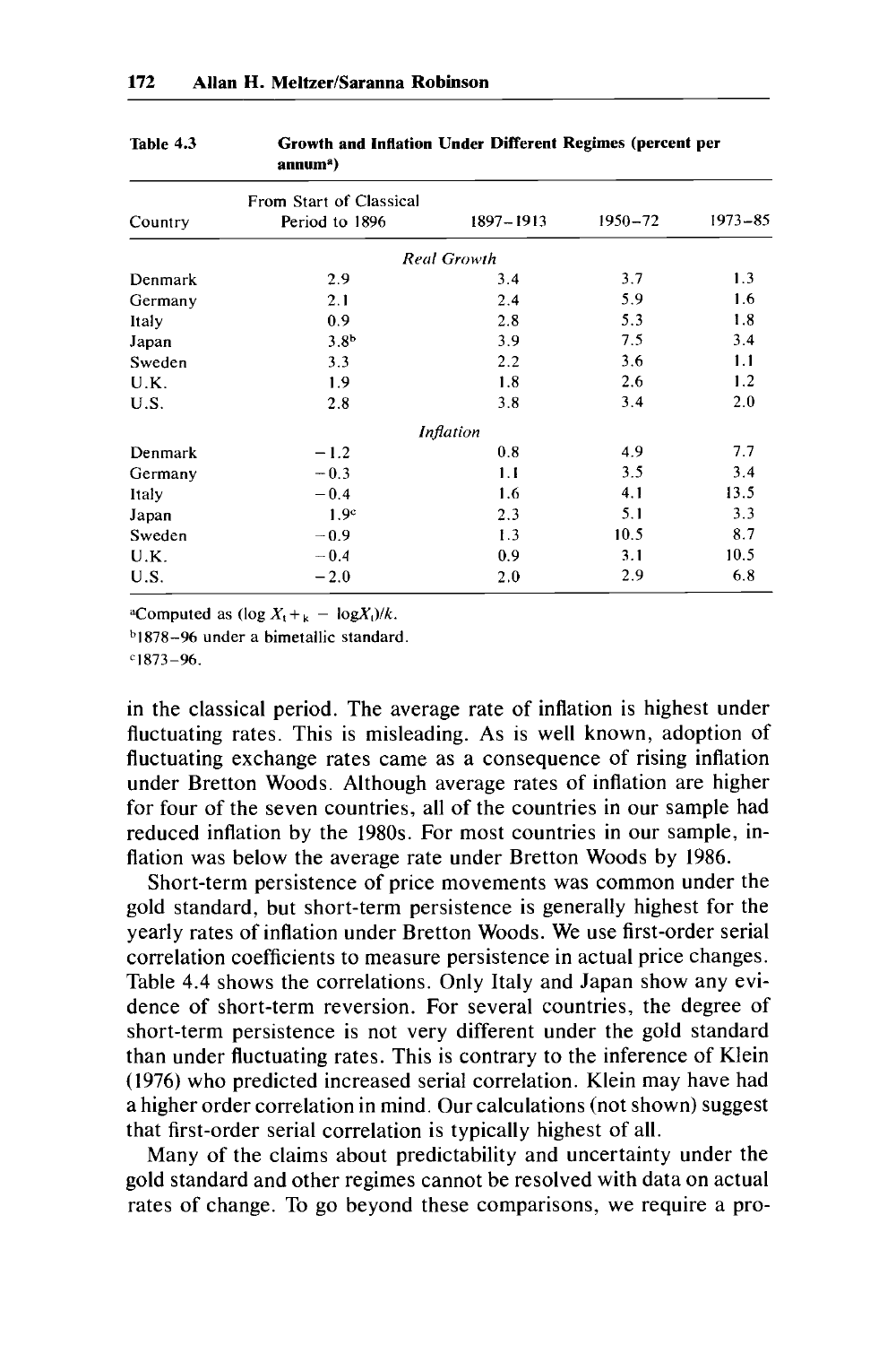Table 4.3 Growth and Inflation Under Different Regimes (percent per annum[a])

| Country | From Start of Classical Period to 1896 | 1897–1913 | 1950–72 | 1973–85 |
|---|---|---|---|---|
| | *Real Growth* | | | |
| Denmark | 2.9 | 3.4 | 3.7 | 1.3 |
| Germany | 2.1 | 2.4 | 5.9 | 1.6 |
| Italy | 0.9 | 2.8 | 5.3 | 1.8 |
| Japan | 3.8[b] | 3.9 | 7.5 | 3.4 |
| Sweden | 3.3 | 2.2 | 3.6 | 1.1 |
| U.K. | 1.9 | 1.8 | 2.6 | 1.2 |
| U.S. | 2.8 | 3.8 | 3.4 | 2.0 |
| | *Inflation* | | | |
| Denmark | −1.2 | 0.8 | 4.9 | 7.7 |
| Germany | −0.3 | 1.1 | 3.5 | 3.4 |
| Italy | −0.4 | 1.6 | 4.1 | 13.5 |
| Japan | 1.9[c] | 2.3 | 5.1 | 3.3 |
| Sweden | −0.9 | 1.3 | 10.5 | 8.7 |
| U.K. | −0.4 | 0.9 | 3.1 | 10.5 |
| U.S. | −2.0 | 2.0 | 2.9 | 6.8 |

[a]Computed as $(\log X_{t+k} - \log X_t)/k$.

[b]1878–96 under a bimetallic standard.

[c]1873–96.

in the classical period. The average rate of inflation is highest under fluctuating rates. This is misleading. As is well known, adoption of fluctuating exchange rates came as a consequence of rising inflation under Bretton Woods. Although average rates of inflation are higher for four of the seven countries, all of the countries in our sample had reduced inflation by the 1980s. For most countries in our sample, inflation was below the average rate under Bretton Woods by 1986.

Short-term persistence of price movements was common under the gold standard, but short-term persistence is generally highest for the yearly rates of inflation under Bretton Woods. We use first-order serial correlation coefficients to measure persistence in actual price changes. Table 4.4 shows the correlations. Only Italy and Japan show any evidence of short-term reversion. For several countries, the degree of short-term persistence is not very different under the gold standard than under fluctuating rates. This is contrary to the inference of Klein (1976) who predicted increased serial correlation. Klein may have had a higher order correlation in mind. Our calculations (not shown) suggest that first-order serial correlation is typically highest of all.

Many of the claims about predictability and uncertainty under the gold standard and other regimes cannot be resolved with data on actual rates of change. To go beyond these comparisons, we require a pro-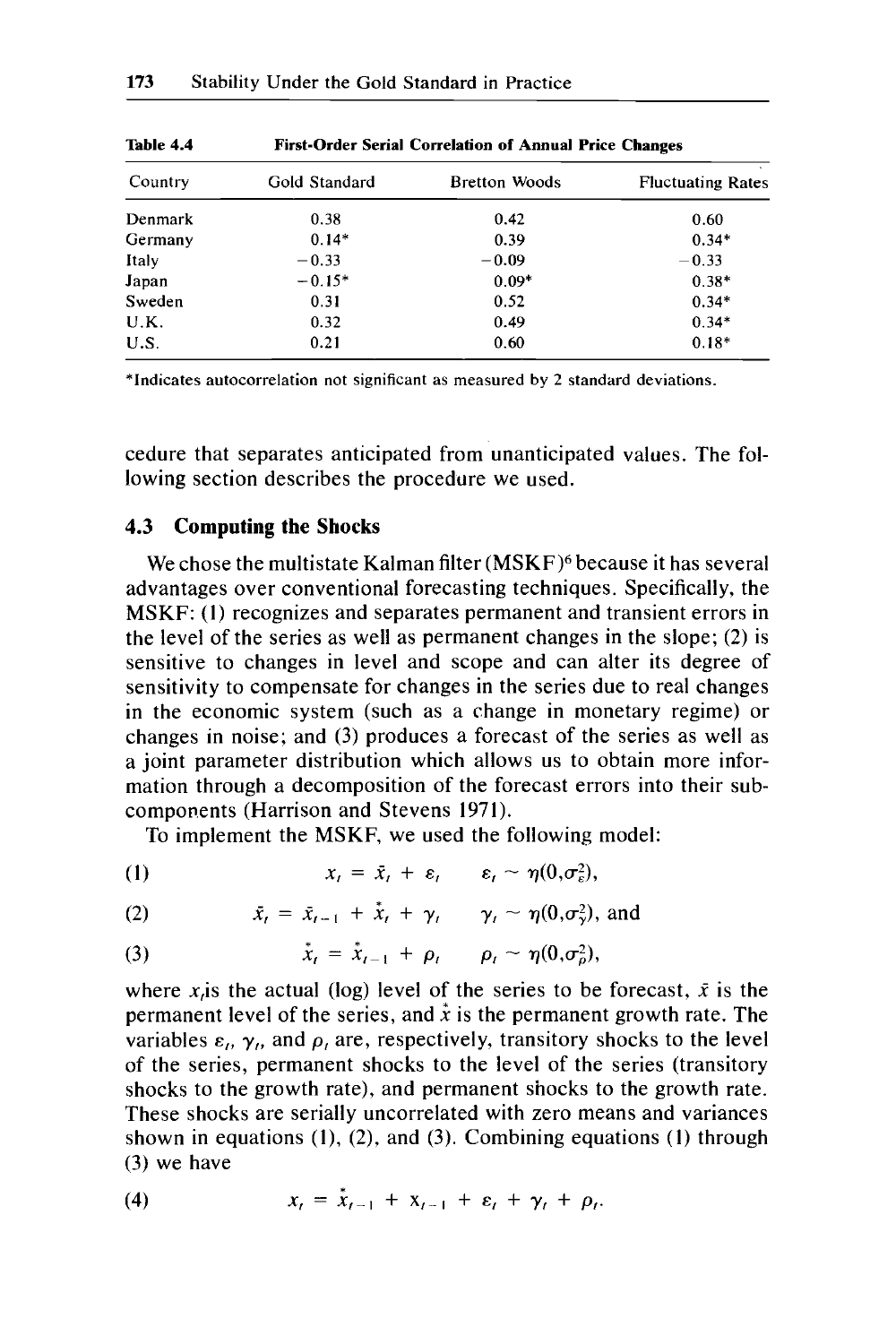**Table 4.4 First-Order Serial Correlation of Annual Price Changes**

| Country | Gold Standard | Bretton Woods | Fluctuating Rates |
|---|---|---|---|
| Denmark | 0.38 | 0.42 | 0.60 |
| Germany | 0.14* | 0.39 | 0.34* |
| Italy | −0.33 | −0.09 | −0.33 |
| Japan | −0.15* | 0.09* | 0.38* |
| Sweden | 0.31 | 0.52 | 0.34* |
| U.K. | 0.32 | 0.49 | 0.34* |
| U.S. | 0.21 | 0.60 | 0.18* |

*Indicates autocorrelation not significant as measured by 2 standard deviations.

cedure that separates anticipated from unanticipated values. The following section describes the procedure we used.

### 4.3 Computing the Shocks

We chose the multistate Kalman filter (MSKF)[6] because it has several advantages over conventional forecasting techniques. Specifically, the MSKF: (1) recognizes and separates permanent and transient errors in the level of the series as well as permanent changes in the slope; (2) is sensitive to changes in level and scope and can alter its degree of sensitivity to compensate for changes in the series due to real changes in the economic system (such as a change in monetary regime) or changes in noise; and (3) produces a forecast of the series as well as a joint parameter distribution which allows us to obtain more information through a decomposition of the forecast errors into their subcomponents (Harrison and Stevens 1971).

To implement the MSKF, we used the following model:

$$(1) \qquad x_t = \bar{x}_t + \varepsilon_t \qquad \varepsilon_t \sim \eta(0,\sigma_\varepsilon^2),$$

$$(2) \qquad \bar{x}_t = \bar{x}_{t-1} + \overset{*}{x}_t + \gamma_t \qquad \gamma_t \sim \eta(0,\sigma_\gamma^2), \text{ and}$$

$$(3) \qquad \overset{*}{x}_t = \overset{*}{x}_{t-1} + \rho_t \qquad \rho_t \sim \eta(0,\sigma_\rho^2),$$

where $x_t$ is the actual (log) level of the series to be forecast, $\bar{x}$ is the permanent level of the series, and $\overset{*}{x}$ is the permanent growth rate. The variables $\varepsilon_t$, $\gamma_t$, and $\rho_t$ are, respectively, transitory shocks to the level of the series, permanent shocks to the level of the series (transitory shocks to the growth rate), and permanent shocks to the growth rate. These shocks are serially uncorrelated with zero means and variances shown in equations (1), (2), and (3). Combining equations (1) through (3) we have

$$(4) \qquad x_t = \overset{*}{x}_{t-1} + \mathrm{x}_{t-1} + \varepsilon_t + \gamma_t + \rho_t.$$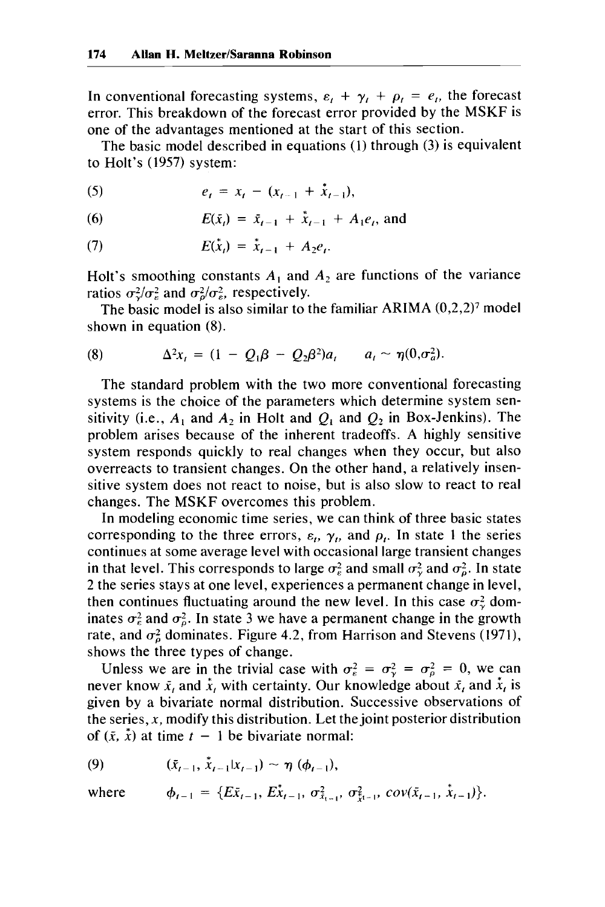In conventional forecasting systems, $\varepsilon_t + \gamma_t + \rho_t = e_t$, the forecast error. This breakdown of the forecast error provided by the MSKF is one of the advantages mentioned at the start of this section.

The basic model described in equations (1) through (3) is equivalent to Holt's (1957) system:

$$e_t = x_t - (x_{t-1} + \overset{*}{x}_{t-1}), \tag{5}$$

$$E(\bar{x}_t) = \bar{x}_{t-1} + \overset{*}{x}_{t-1} + A_1 e_t, \text{ and} \tag{6}$$

$$E(\overset{*}{x}_t) = \overset{*}{x}_{t-1} + A_2 e_t. \tag{7}$$

Holt's smoothing constants $A_1$ and $A_2$ are functions of the variance ratios $\sigma_\gamma^2/\sigma_\varepsilon^2$ and $\sigma_\rho^2/\sigma_\varepsilon^2$, respectively.

The basic model is also similar to the familiar ARIMA (0,2,2)[7] model shown in equation (8).

$$\Delta^2 x_t = (1 - Q_1\beta - Q_2\beta^2)a_t \qquad a_t \sim \eta(0,\sigma_a^2). \tag{8}$$

The standard problem with the two more conventional forecasting systems is the choice of the parameters which determine system sensitivity (i.e., $A_1$ and $A_2$ in Holt and $Q_1$ and $Q_2$ in Box-Jenkins). The problem arises because of the inherent tradeoffs. A highly sensitive system responds quickly to real changes when they occur, but also overreacts to transient changes. On the other hand, a relatively insensitive system does not react to noise, but is also slow to react to real changes. The MSKF overcomes this problem.

In modeling economic time series, we can think of three basic states corresponding to the three errors, $\varepsilon_t$, $\gamma_t$, and $\rho_t$. In state 1 the series continues at some average level with occasional large transient changes in that level. This corresponds to large $\sigma_\varepsilon^2$ and small $\sigma_\gamma^2$ and $\sigma_\rho^2$. In state 2 the series stays at one level, experiences a permanent change in level, then continues fluctuating around the new level. In this case $\sigma_\gamma^2$ dominates $\sigma_\varepsilon^2$ and $\sigma_\rho^2$. In state 3 we have a permanent change in the growth rate, and $\sigma_\rho^2$ dominates. Figure 4.2, from Harrison and Stevens (1971), shows the three types of change.

Unless we are in the trivial case with $\sigma_\varepsilon^2 = \sigma_\gamma^2 = \sigma_\rho^2 = 0$, we can never know $\bar{x}_t$ and $\overset{*}{x}_t$ with certainty. Our knowledge about $\bar{x}_t$ and $\overset{*}{x}_t$ is given by a bivariate normal distribution. Successive observations of the series, $x$, modify this distribution. Let the joint posterior distribution of $(\bar{x}, \overset{*}{x})$ at time $t - 1$ be bivariate normal:

$$(\bar{x}_{t-1}, \overset{*}{x}_{t-1} | x_{t-1}) \sim \eta\,(\phi_{t-1}), \tag{9}$$

where $\qquad \phi_{t-1} = \{E\bar{x}_{t-1}, E\overset{*}{x}_{t-1}, \sigma_{\bar{x}_{t-1}}^2, \sigma_{\overset{*}{x}_{t-1}}^2, cov(\bar{x}_{t-1}, \overset{*}{x}_{t-1})\}.$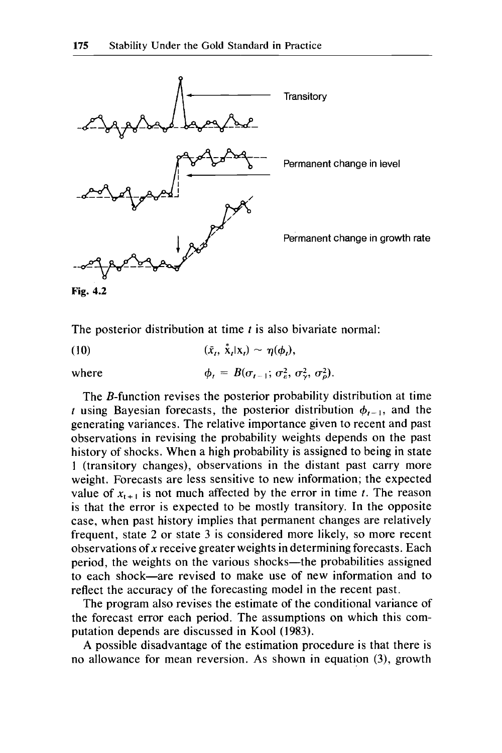Transitory

Permanent change in level

Permanent change in growth rate

Fig. 4.2

The posterior distribution at time $t$ is also bivariate normal:

$$(10) \qquad (\bar{x}_t, \overset{*}{x}_t | x_t) \sim \eta(\phi_t),$$

where $\qquad \phi_t = B(\sigma_{t-1}; \sigma_\varepsilon^2, \sigma_\gamma^2, \sigma_\rho^2).$

The $B$-function revises the posterior probability distribution at time $t$ using Bayesian forecasts, the posterior distribution $\phi_{t-1}$, and the generating variances. The relative importance given to recent and past observations in revising the probability weights depends on the past history of shocks. When a high probability is assigned to being in state 1 (transitory changes), observations in the distant past carry more weight. Forecasts are less sensitive to new information; the expected value of $x_{t+1}$ is not much affected by the error in time $t$. The reason is that the error is expected to be mostly transitory. In the opposite case, when past history implies that permanent changes are relatively frequent, state 2 or state 3 is considered more likely, so more recent observations of $x$ receive greater weights in determining forecasts. Each period, the weights on the various shocks—the probabilities assigned to each shock—are revised to make use of new information and to reflect the accuracy of the forecasting model in the recent past.

The program also revises the estimate of the conditional variance of the forecast error each period. The assumptions on which this computation depends are discussed in Kool (1983).

A possible disadvantage of the estimation procedure is that there is no allowance for mean reversion. As shown in equation (3), growth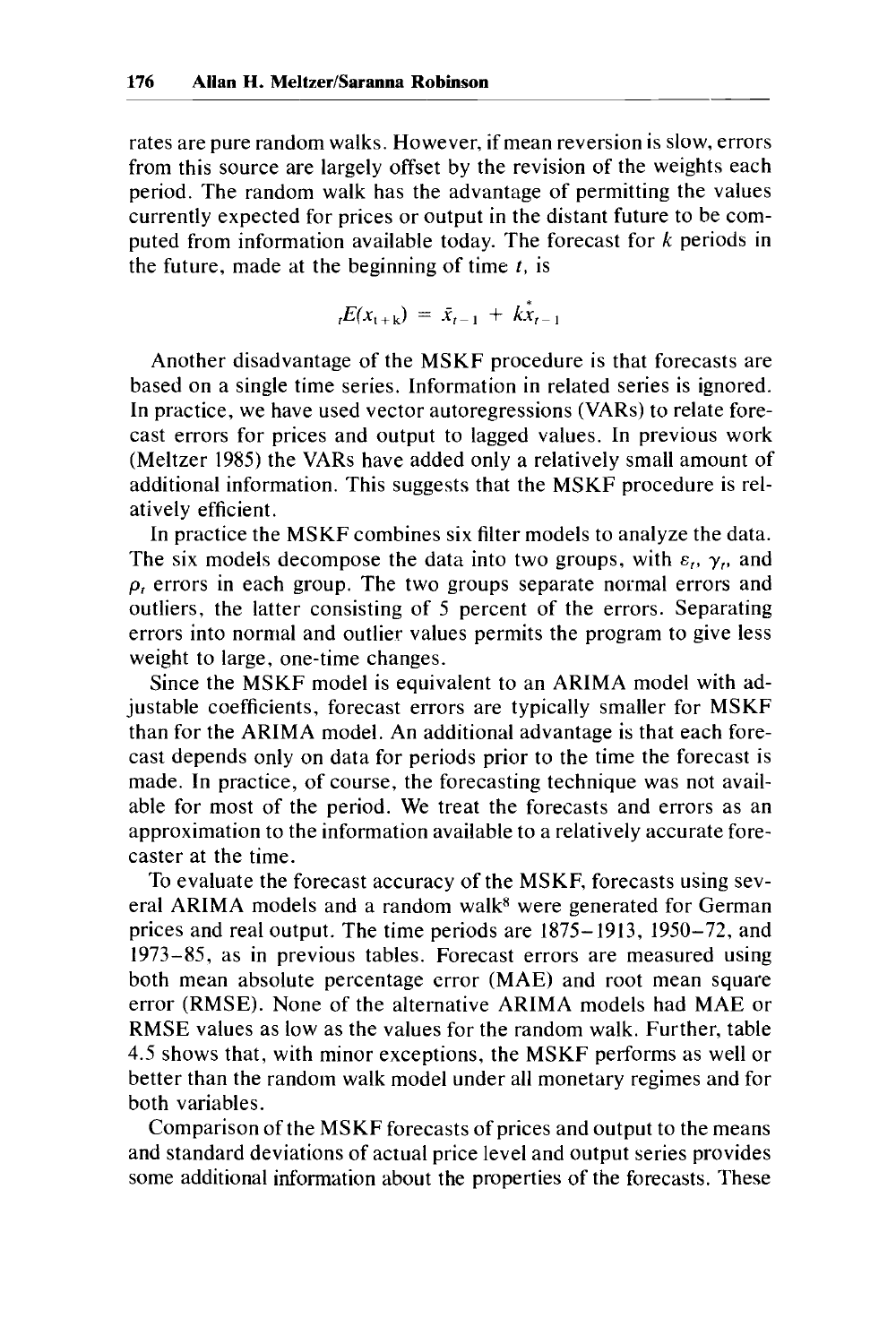rates are pure random walks. However, if mean reversion is slow, errors from this source are largely offset by the revision of the weights each period. The random walk has the advantage of permitting the values currently expected for prices or output in the distant future to be computed from information available today. The forecast for $k$ periods in the future, made at the beginning of time $t$, is

$$_tE(x_{t+k}) = \bar{x}_{t-1} + k\overset{*}{x}_{t-1}$$

Another disadvantage of the MSKF procedure is that forecasts are based on a single time series. Information in related series is ignored. In practice, we have used vector autoregressions (VARs) to relate forecast errors for prices and output to lagged values. In previous work (Meltzer 1985) the VARs have added only a relatively small amount of additional information. This suggests that the MSKF procedure is relatively efficient.

In practice the MSKF combines six filter models to analyze the data. The six models decompose the data into two groups, with $\varepsilon_t$, $\gamma_t$, and $\rho_t$ errors in each group. The two groups separate normal errors and outliers, the latter consisting of 5 percent of the errors. Separating errors into normal and outlier values permits the program to give less weight to large, one-time changes.

Since the MSKF model is equivalent to an ARIMA model with adjustable coefficients, forecast errors are typically smaller for MSKF than for the ARIMA model. An additional advantage is that each forecast depends only on data for periods prior to the time the forecast is made. In practice, of course, the forecasting technique was not available for most of the period. We treat the forecasts and errors as an approximation to the information available to a relatively accurate forecaster at the time.

To evaluate the forecast accuracy of the MSKF, forecasts using several ARIMA models and a random walk[8] were generated for German prices and real output. The time periods are 1875–1913, 1950–72, and 1973–85, as in previous tables. Forecast errors are measured using both mean absolute percentage error (MAE) and root mean square error (RMSE). None of the alternative ARIMA models had MAE or RMSE values as low as the values for the random walk. Further, table 4.5 shows that, with minor exceptions, the MSKF performs as well or better than the random walk model under all monetary regimes and for both variables.

Comparison of the MSKF forecasts of prices and output to the means and standard deviations of actual price level and output series provides some additional information about the properties of the forecasts. These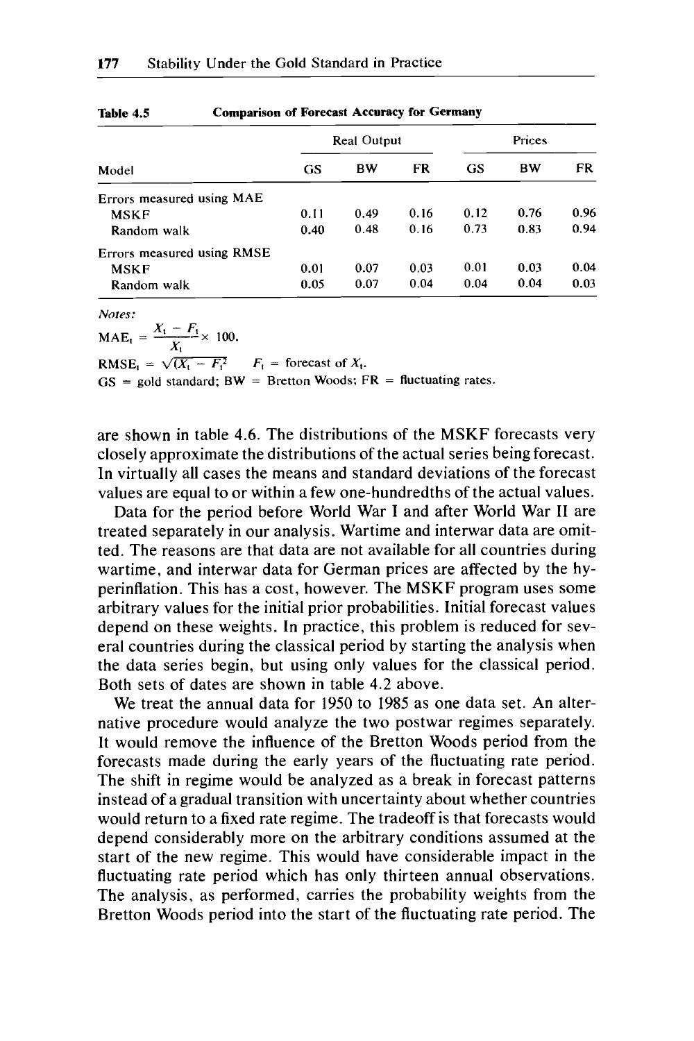**Table 4.5 Comparison of Forecast Accuracy for Germany**

| Model | Real Output | | | Prices | | |
|---|---|---|---|---|---|---|
| | GS | BW | FR | GS | BW | FR |
| Errors measured using MAE | | | | | | |
| MSKF | 0.11 | 0.49 | 0.16 | 0.12 | 0.76 | 0.96 |
| Random walk | 0.40 | 0.48 | 0.16 | 0.73 | 0.83 | 0.94 |
| Errors measured using RMSE | | | | | | |
| MSKF | 0.01 | 0.07 | 0.03 | 0.01 | 0.03 | 0.04 |
| Random walk | 0.05 | 0.07 | 0.04 | 0.04 | 0.04 | 0.03 |

*Notes:*

$MAE_t = \frac{X_t - F_t}{X_t} \times 100.$

$RMSE_t = \sqrt{(X_t - F_t)^2}$ $F_t$ = forecast of $X_t$.

GS = gold standard; BW = Bretton Woods; FR = fluctuating rates.

are shown in table 4.6. The distributions of the MSKF forecasts very closely approximate the distributions of the actual series being forecast. In virtually all cases the means and standard deviations of the forecast values are equal to or within a few one-hundredths of the actual values.

Data for the period before World War I and after World War II are treated separately in our analysis. Wartime and interwar data are omitted. The reasons are that data are not available for all countries during wartime, and interwar data for German prices are affected by the hyperinflation. This has a cost, however. The MSKF program uses some arbitrary values for the initial prior probabilities. Initial forecast values depend on these weights. In practice, this problem is reduced for several countries during the classical period by starting the analysis when the data series begin, but using only values for the classical period. Both sets of dates are shown in table 4.2 above.

We treat the annual data for 1950 to 1985 as one data set. An alternative procedure would analyze the two postwar regimes separately. It would remove the influence of the Bretton Woods period from the forecasts made during the early years of the fluctuating rate period. The shift in regime would be analyzed as a break in forecast patterns instead of a gradual transition with uncertainty about whether countries would return to a fixed rate regime. The tradeoff is that forecasts would depend considerably more on the arbitrary conditions assumed at the start of the new regime. This would have considerable impact in the fluctuating rate period which has only thirteen annual observations. The analysis, as performed, carries the probability weights from the Bretton Woods period into the start of the fluctuating rate period. The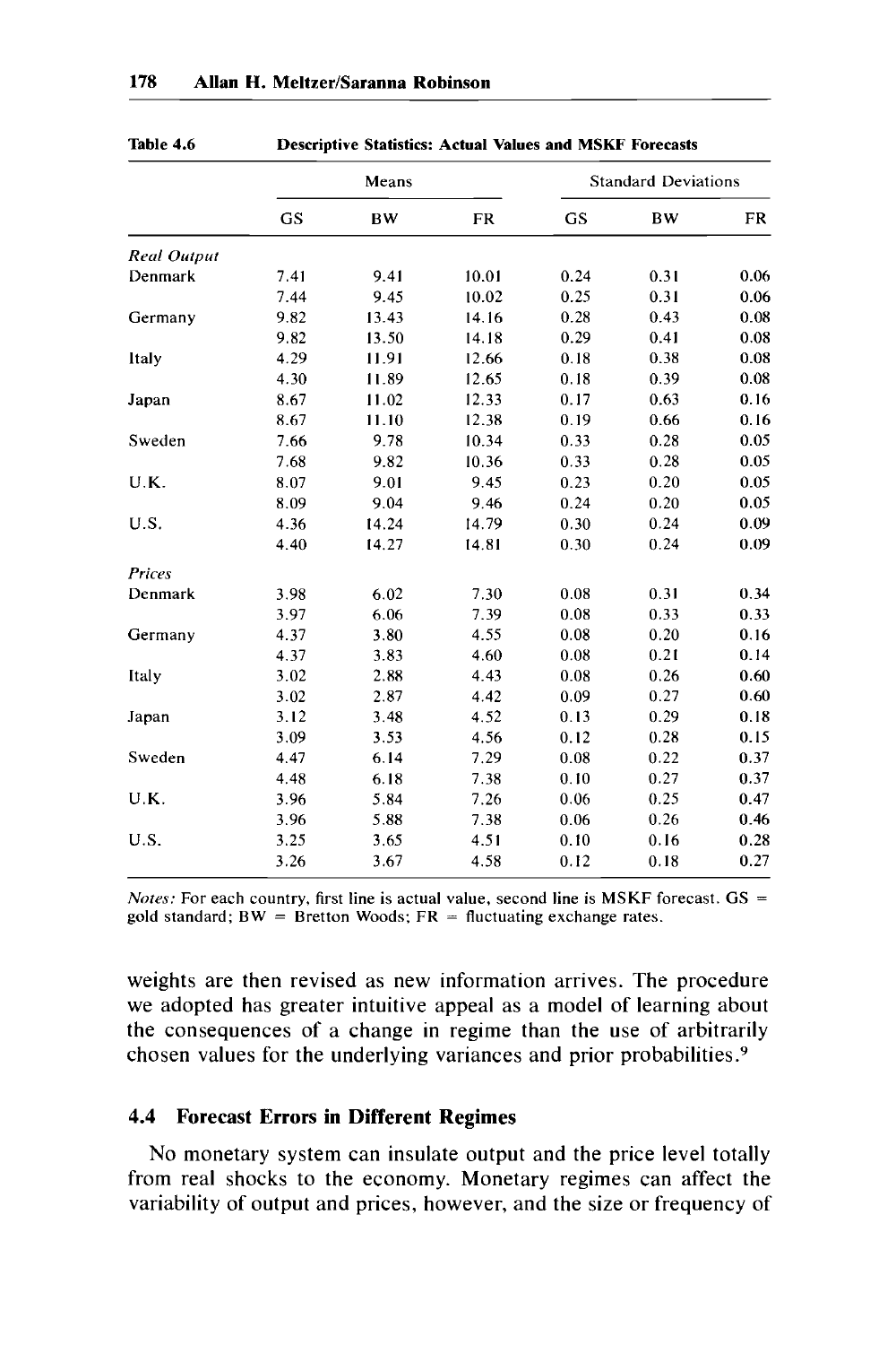Table 4.6 Descriptive Statistics: Actual Values and MSKF Forecasts

| | Means | | | Standard Deviations | | |
|---|---|---|---|---|---|---|
| | GS | BW | FR | GS | BW | FR |
| *Real Output* | | | | | | |
| Denmark | 7.41 | 9.41 | 10.01 | 0.24 | 0.31 | 0.06 |
| | 7.44 | 9.45 | 10.02 | 0.25 | 0.31 | 0.06 |
| Germany | 9.82 | 13.43 | 14.16 | 0.28 | 0.43 | 0.08 |
| | 9.82 | 13.50 | 14.18 | 0.29 | 0.41 | 0.08 |
| Italy | 4.29 | 11.91 | 12.66 | 0.18 | 0.38 | 0.08 |
| | 4.30 | 11.89 | 12.65 | 0.18 | 0.39 | 0.08 |
| Japan | 8.67 | 11.02 | 12.33 | 0.17 | 0.63 | 0.16 |
| | 8.67 | 11.10 | 12.38 | 0.19 | 0.66 | 0.16 |
| Sweden | 7.66 | 9.78 | 10.34 | 0.33 | 0.28 | 0.05 |
| | 7.68 | 9.82 | 10.36 | 0.33 | 0.28 | 0.05 |
| U.K. | 8.07 | 9.01 | 9.45 | 0.23 | 0.20 | 0.05 |
| | 8.09 | 9.04 | 9.46 | 0.24 | 0.20 | 0.05 |
| U.S. | 4.36 | 14.24 | 14.79 | 0.30 | 0.24 | 0.09 |
| | 4.40 | 14.27 | 14.81 | 0.30 | 0.24 | 0.09 |
| *Prices* | | | | | | |
| Denmark | 3.98 | 6.02 | 7.30 | 0.08 | 0.31 | 0.34 |
| | 3.97 | 6.06 | 7.39 | 0.08 | 0.33 | 0.33 |
| Germany | 4.37 | 3.80 | 4.55 | 0.08 | 0.20 | 0.16 |
| | 4.37 | 3.83 | 4.60 | 0.08 | 0.21 | 0.14 |
| Italy | 3.02 | 2.88 | 4.43 | 0.08 | 0.26 | 0.60 |
| | 3.02 | 2.87 | 4.42 | 0.09 | 0.27 | 0.60 |
| Japan | 3.12 | 3.48 | 4.52 | 0.13 | 0.29 | 0.18 |
| | 3.09 | 3.53 | 4.56 | 0.12 | 0.28 | 0.15 |
| Sweden | 4.47 | 6.14 | 7.29 | 0.08 | 0.22 | 0.37 |
| | 4.48 | 6.18 | 7.38 | 0.10 | 0.27 | 0.37 |
| U.K. | 3.96 | 5.84 | 7.26 | 0.06 | 0.25 | 0.47 |
| | 3.96 | 5.88 | 7.38 | 0.06 | 0.26 | 0.46 |
| U.S. | 3.25 | 3.65 | 4.51 | 0.10 | 0.16 | 0.28 |
| | 3.26 | 3.67 | 4.58 | 0.12 | 0.18 | 0.27 |

*Notes:* For each country, first line is actual value, second line is MSKF forecast. GS = gold standard; BW = Bretton Woods; FR = fluctuating exchange rates.

weights are then revised as new information arrives. The procedure we adopted has greater intuitive appeal as a model of learning about the consequences of a change in regime than the use of arbitrarily chosen values for the underlying variances and prior probabilities.[9]

## 4.4 Forecast Errors in Different Regimes

No monetary system can insulate output and the price level totally from real shocks to the economy. Monetary regimes can affect the variability of output and prices, however, and the size or frequency of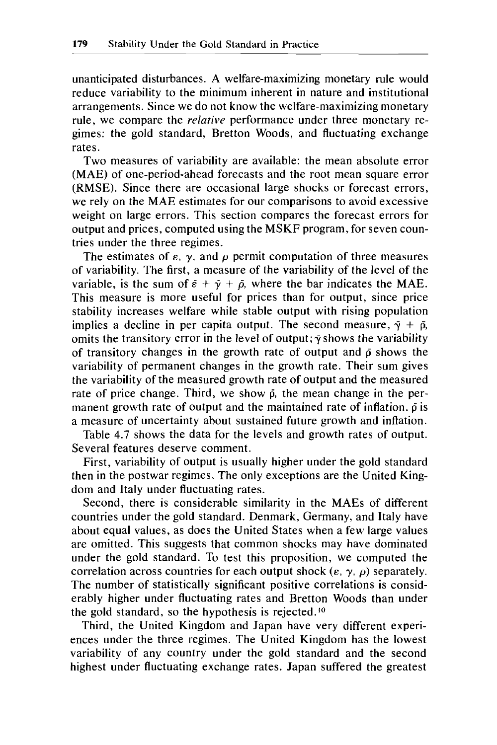unanticipated disturbances. A welfare-maximizing monetary rule would reduce variability to the minimum inherent in nature and institutional arrangements. Since we do not know the welfare-maximizing monetary rule, we compare the *relative* performance under three monetary regimes: the gold standard, Bretton Woods, and fluctuating exchange rates.

Two measures of variability are available: the mean absolute error (MAE) of one-period-ahead forecasts and the root mean square error (RMSE). Since there are occasional large shocks or forecast errors, we rely on the MAE estimates for our comparisons to avoid excessive weight on large errors. This section compares the forecast errors for output and prices, computed using the MSKF program, for seven countries under the three regimes.

The estimates of $\varepsilon$, $\gamma$, and $\rho$ permit computation of three measures of variability. The first, a measure of the variability of the level of the variable, is the sum of $\bar{\varepsilon} + \bar{\gamma} + \bar{\rho}$, where the bar indicates the MAE. This measure is more useful for prices than for output, since price stability increases welfare while stable output with rising population implies a decline in per capita output. The second measure, $\bar{\gamma} + \bar{\rho}$, omits the transitory error in the level of output; $\bar{\gamma}$ shows the variability of transitory changes in the growth rate of output and $\bar{\rho}$ shows the variability of permanent changes in the growth rate. Their sum gives the variability of the measured growth rate of output and the measured rate of price change. Third, we show $\bar{\rho}$, the mean change in the permanent growth rate of output and the maintained rate of inflation. $\bar{\rho}$ is a measure of uncertainty about sustained future growth and inflation.

Table 4.7 shows the data for the levels and growth rates of output. Several features deserve comment.

First, variability of output is usually higher under the gold standard then in the postwar regimes. The only exceptions are the United Kingdom and Italy under fluctuating rates.

Second, there is considerable similarity in the MAEs of different countries under the gold standard. Denmark, Germany, and Italy have about equal values, as does the United States when a few large values are omitted. This suggests that common shocks may have dominated under the gold standard. To test this proposition, we computed the correlation across countries for each output shock ($\varepsilon$, $\gamma$, $\rho$) separately. The number of statistically significant positive correlations is considerably higher under fluctuating rates and Bretton Woods than under the gold standard, so the hypothesis is rejected.[10]

Third, the United Kingdom and Japan have very different experiences under the three regimes. The United Kingdom has the lowest variability of any country under the gold standard and the second highest under fluctuating exchange rates. Japan suffered the greatest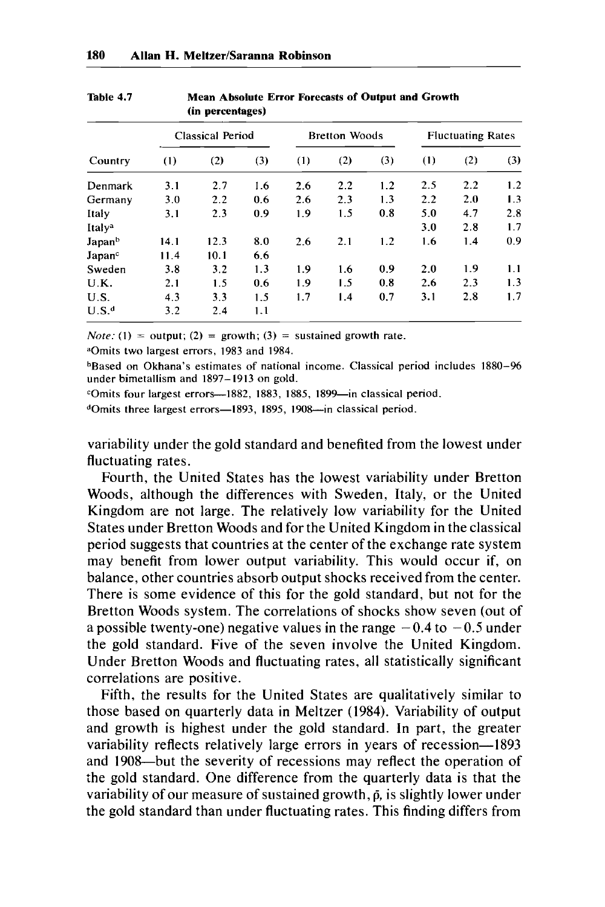Table 4.7 Mean Absolute Error Forecasts of Output and Growth (in percentages)

| | Classical Period | | | Bretton Woods | | | Fluctuating Rates | | |
|---|---|---|---|---|---|---|---|---|---|
| Country | (1) | (2) | (3) | (1) | (2) | (3) | (1) | (2) | (3) |
| Denmark | 3.1 | 2.7 | 1.6 | 2.6 | 2.2 | 1.2 | 2.5 | 2.2 | 1.2 |
| Germany | 3.0 | 2.2 | 0.6 | 2.6 | 2.3 | 1.3 | 2.2 | 2.0 | 1.3 |
| Italy | 3.1 | 2.3 | 0.9 | 1.9 | 1.5 | 0.8 | 5.0 | 4.7 | 2.8 |
| Italy[a] | | | | | | | 3.0 | 2.8 | 1.7 |
| Japan[b] | 14.1 | 12.3 | 8.0 | 2.6 | 2.1 | 1.2 | 1.6 | 1.4 | 0.9 |
| Japan[c] | 11.4 | 10.1 | 6.6 | | | | | | |
| Sweden | 3.8 | 3.2 | 1.3 | 1.9 | 1.6 | 0.9 | 2.0 | 1.9 | 1.1 |
| U.K. | 2.1 | 1.5 | 0.6 | 1.9 | 1.5 | 0.8 | 2.6 | 2.3 | 1.3 |
| U.S. | 4.3 | 3.3 | 1.5 | 1.7 | 1.4 | 0.7 | 3.1 | 2.8 | 1.7 |
| U.S.[d] | 3.2 | 2.4 | 1.1 | | | | | | |

*Note:* (1) = output; (2) = growth; (3) = sustained growth rate.

[a]Omits two largest errors, 1983 and 1984.

[b]Based on Okhana's estimates of national income. Classical period includes 1880–96 under bimetallism and 1897–1913 on gold.

[c]Omits four largest errors—1882, 1883, 1885, 1899—in classical period.

[d]Omits three largest errors—1893, 1895, 1908—in classical period.

variability under the gold standard and benefited from the lowest under fluctuating rates.

Fourth, the United States has the lowest variability under Bretton Woods, although the differences with Sweden, Italy, or the United Kingdom are not large. The relatively low variability for the United States under Bretton Woods and for the United Kingdom in the classical period suggests that countries at the center of the exchange rate system may benefit from lower output variability. This would occur if, on balance, other countries absorb output shocks received from the center. There is some evidence of this for the gold standard, but not for the Bretton Woods system. The correlations of shocks show seven (out of a possible twenty-one) negative values in the range $-0.4$ to $-0.5$ under the gold standard. Five of the seven involve the United Kingdom. Under Bretton Woods and fluctuating rates, all statistically significant correlations are positive.

Fifth, the results for the United States are qualitatively similar to those based on quarterly data in Meltzer (1984). Variability of output and growth is highest under the gold standard. In part, the greater variability reflects relatively large errors in years of recession—1893 and 1908—but the severity of recessions may reflect the operation of the gold standard. One difference from the quarterly data is that the variability of our measure of sustained growth, $\bar{p}$, is slightly lower under the gold standard than under fluctuating rates. This finding differs from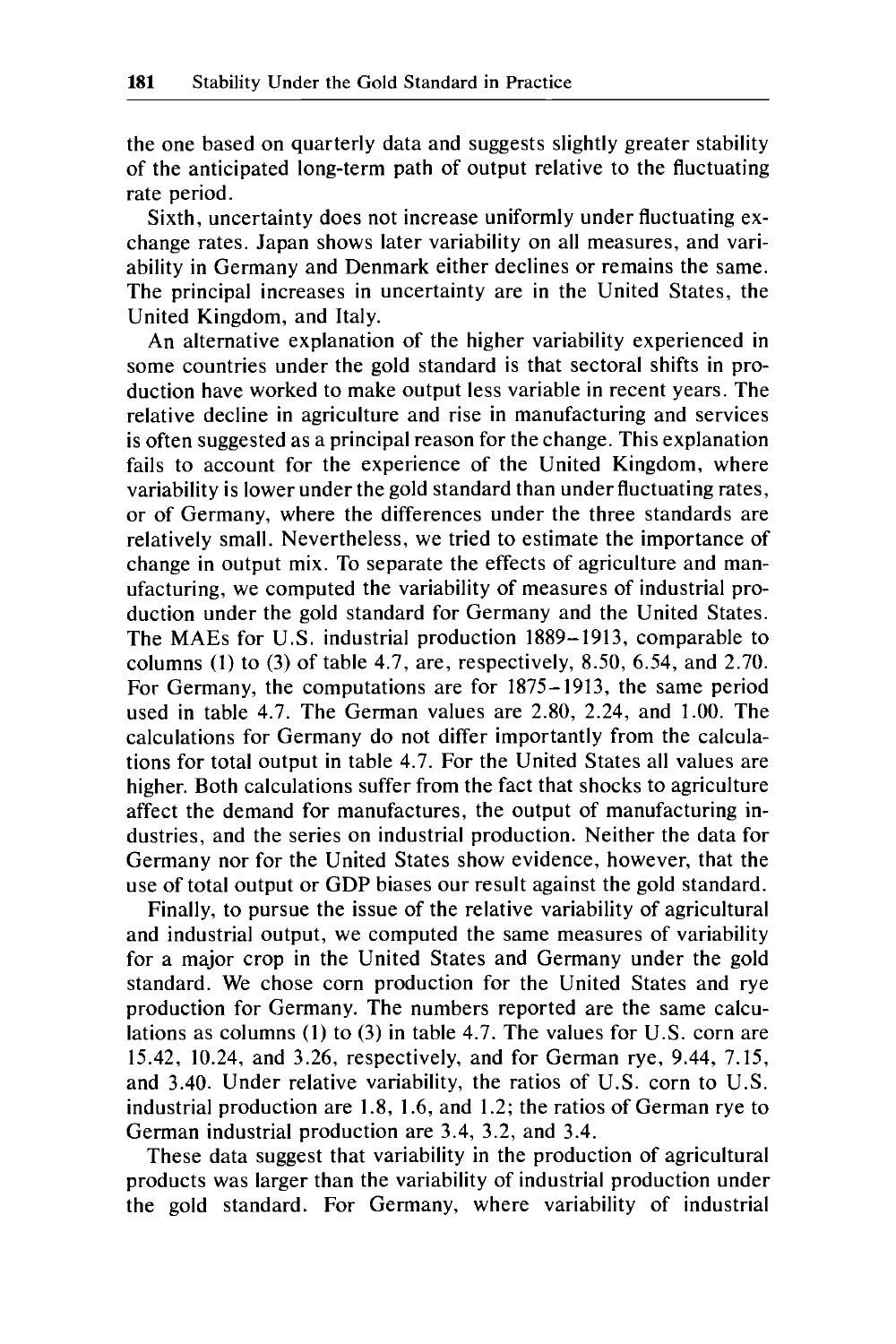the one based on quarterly data and suggests slightly greater stability of the anticipated long-term path of output relative to the fluctuating rate period.

Sixth, uncertainty does not increase uniformly under fluctuating exchange rates. Japan shows later variability on all measures, and variability in Germany and Denmark either declines or remains the same. The principal increases in uncertainty are in the United States, the United Kingdom, and Italy.

An alternative explanation of the higher variability experienced in some countries under the gold standard is that sectoral shifts in production have worked to make output less variable in recent years. The relative decline in agriculture and rise in manufacturing and services is often suggested as a principal reason for the change. This explanation fails to account for the experience of the United Kingdom, where variability is lower under the gold standard than under fluctuating rates, or of Germany, where the differences under the three standards are relatively small. Nevertheless, we tried to estimate the importance of change in output mix. To separate the effects of agriculture and manufacturing, we computed the variability of measures of industrial production under the gold standard for Germany and the United States. The MAEs for U.S. industrial production 1889–1913, comparable to columns (1) to (3) of table 4.7, are, respectively, 8.50, 6.54, and 2.70. For Germany, the computations are for 1875–1913, the same period used in table 4.7. The German values are 2.80, 2.24, and 1.00. The calculations for Germany do not differ importantly from the calculations for total output in table 4.7. For the United States all values are higher. Both calculations suffer from the fact that shocks to agriculture affect the demand for manufactures, the output of manufacturing industries, and the series on industrial production. Neither the data for Germany nor for the United States show evidence, however, that the use of total output or GDP biases our result against the gold standard.

Finally, to pursue the issue of the relative variability of agricultural and industrial output, we computed the same measures of variability for a major crop in the United States and Germany under the gold standard. We chose corn production for the United States and rye production for Germany. The numbers reported are the same calculations as columns (1) to (3) in table 4.7. The values for U.S. corn are 15.42, 10.24, and 3.26, respectively, and for German rye, 9.44, 7.15, and 3.40. Under relative variability, the ratios of U.S. corn to U.S. industrial production are 1.8, 1.6, and 1.2; the ratios of German rye to German industrial production are 3.4, 3.2, and 3.4.

These data suggest that variability in the production of agricultural products was larger than the variability of industrial production under the gold standard. For Germany, where variability of industrial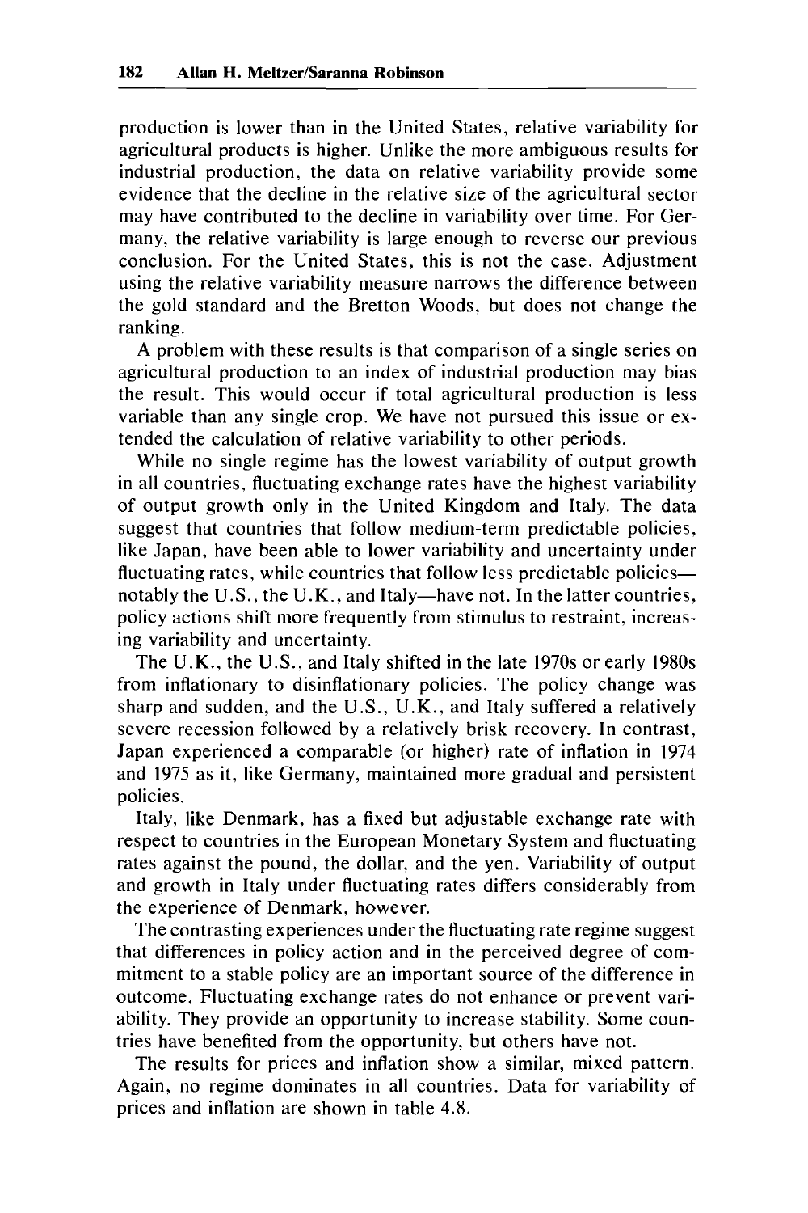production is lower than in the United States, relative variability for agricultural products is higher. Unlike the more ambiguous results for industrial production, the data on relative variability provide some evidence that the decline in the relative size of the agricultural sector may have contributed to the decline in variability over time. For Germany, the relative variability is large enough to reverse our previous conclusion. For the United States, this is not the case. Adjustment using the relative variability measure narrows the difference between the gold standard and the Bretton Woods, but does not change the ranking.

A problem with these results is that comparison of a single series on agricultural production to an index of industrial production may bias the result. This would occur if total agricultural production is less variable than any single crop. We have not pursued this issue or extended the calculation of relative variability to other periods.

While no single regime has the lowest variability of output growth in all countries, fluctuating exchange rates have the highest variability of output growth only in the United Kingdom and Italy. The data suggest that countries that follow medium-term predictable policies, like Japan, have been able to lower variability and uncertainty under fluctuating rates, while countries that follow less predictable policies—notably the U.S., the U.K., and Italy—have not. In the latter countries, policy actions shift more frequently from stimulus to restraint, increasing variability and uncertainty.

The U.K., the U.S., and Italy shifted in the late 1970s or early 1980s from inflationary to disinflationary policies. The policy change was sharp and sudden, and the U.S., U.K., and Italy suffered a relatively severe recession followed by a relatively brisk recovery. In contrast, Japan experienced a comparable (or higher) rate of inflation in 1974 and 1975 as it, like Germany, maintained more gradual and persistent policies.

Italy, like Denmark, has a fixed but adjustable exchange rate with respect to countries in the European Monetary System and fluctuating rates against the pound, the dollar, and the yen. Variability of output and growth in Italy under fluctuating rates differs considerably from the experience of Denmark, however.

The contrasting experiences under the fluctuating rate regime suggest that differences in policy action and in the perceived degree of commitment to a stable policy are an important source of the difference in outcome. Fluctuating exchange rates do not enhance or prevent variability. They provide an opportunity to increase stability. Some countries have benefited from the opportunity, but others have not.

The results for prices and inflation show a similar, mixed pattern. Again, no regime dominates in all countries. Data for variability of prices and inflation are shown in table 4.8.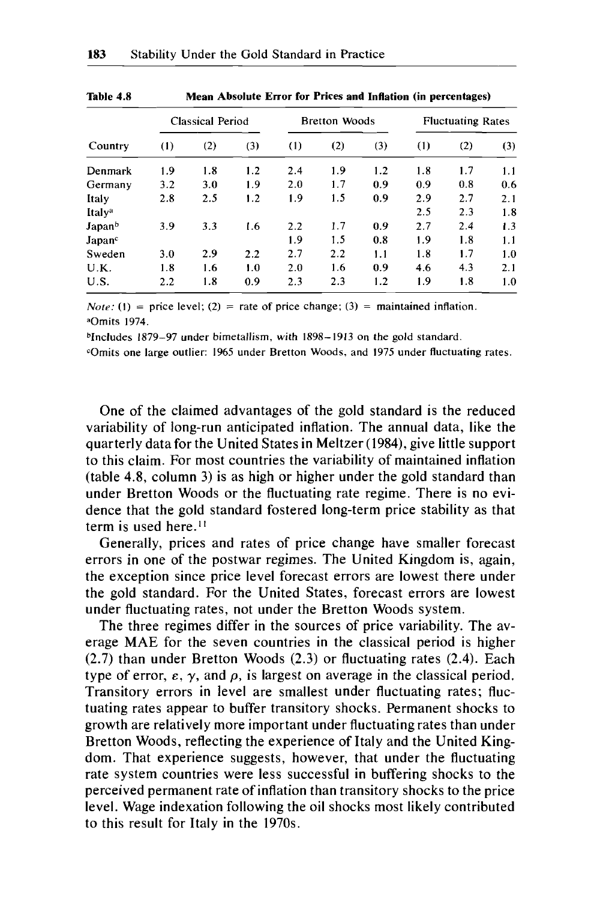**Table 4.8 Mean Absolute Error for Prices and Inflation (in percentages)**

| | Classical Period | | | Bretton Woods | | | Fluctuating Rates | | |
|---|---|---|---|---|---|---|---|---|---|
| Country | (1) | (2) | (3) | (1) | (2) | (3) | (1) | (2) | (3) |
| Denmark | 1.9 | 1.8 | 1.2 | 2.4 | 1.9 | 1.2 | 1.8 | 1.7 | 1.1 |
| Germany | 3.2 | 3.0 | 1.9 | 2.0 | 1.7 | 0.9 | 0.9 | 0.8 | 0.6 |
| Italy | 2.8 | 2.5 | 1.2 | 1.9 | 1.5 | 0.9 | 2.9 | 2.7 | 2.1 |
| Italy[a] | | | | | | | 2.5 | 2.3 | 1.8 |
| Japan[b] | 3.9 | 3.3 | 1.6 | 2.2 | 1.7 | 0.9 | 2.7 | 2.4 | 1.3 |
| Japan[c] | | | | 1.9 | 1.5 | 0.8 | 1.9 | 1.8 | 1.1 |
| Sweden | 3.0 | 2.9 | 2.2 | 2.7 | 2.2 | 1.1 | 1.8 | 1.7 | 1.0 |
| U.K. | 1.8 | 1.6 | 1.0 | 2.0 | 1.6 | 0.9 | 4.6 | 4.3 | 2.1 |
| U.S. | 2.2 | 1.8 | 0.9 | 2.3 | 2.3 | 1.2 | 1.9 | 1.8 | 1.0 |

*Note:* (1) = price level; (2) = rate of price change; (3) = maintained inflation.

[a] Omits 1974.

[b] Includes 1879–97 under bimetallism, with 1898–1913 on the gold standard.

[c] Omits one large outlier: 1965 under Bretton Woods, and 1975 under fluctuating rates.

One of the claimed advantages of the gold standard is the reduced variability of long-run anticipated inflation. The annual data, like the quarterly data for the United States in Meltzer (1984), give little support to this claim. For most countries the variability of maintained inflation (table 4.8, column 3) is as high or higher under the gold standard than under Bretton Woods or the fluctuating rate regime. There is no evidence that the gold standard fostered long-term price stability as that term is used here.[11]

Generally, prices and rates of price change have smaller forecast errors in one of the postwar regimes. The United Kingdom is, again, the exception since price level forecast errors are lowest there under the gold standard. For the United States, forecast errors are lowest under fluctuating rates, not under the Bretton Woods system.

The three regimes differ in the sources of price variability. The average MAE for the seven countries in the classical period is higher (2.7) than under Bretton Woods (2.3) or fluctuating rates (2.4). Each type of error, $\varepsilon$, $\gamma$, and $\rho$, is largest on average in the classical period. Transitory errors in level are smallest under fluctuating rates; fluctuating rates appear to buffer transitory shocks. Permanent shocks to growth are relatively more important under fluctuating rates than under Bretton Woods, reflecting the experience of Italy and the United Kingdom. That experience suggests, however, that under the fluctuating rate system countries were less successful in buffering shocks to the perceived permanent rate of inflation than transitory shocks to the price level. Wage indexation following the oil shocks most likely contributed to this result for Italy in the 1970s.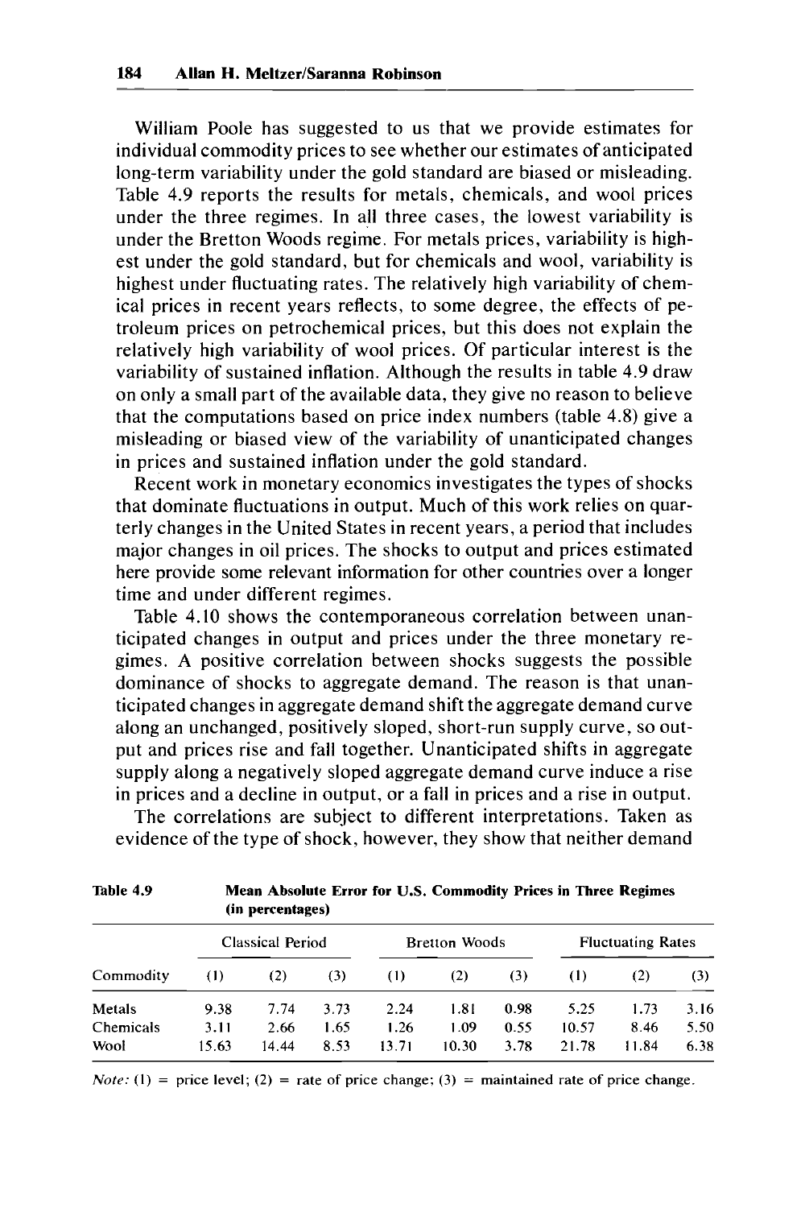William Poole has suggested to us that we provide estimates for individual commodity prices to see whether our estimates of anticipated long-term variability under the gold standard are biased or misleading. Table 4.9 reports the results for metals, chemicals, and wool prices under the three regimes. In all three cases, the lowest variability is under the Bretton Woods regime. For metals prices, variability is highest under the gold standard, but for chemicals and wool, variability is highest under fluctuating rates. The relatively high variability of chemical prices in recent years reflects, to some degree, the effects of petroleum prices on petrochemical prices, but this does not explain the relatively high variability of wool prices. Of particular interest is the variability of sustained inflation. Although the results in table 4.9 draw on only a small part of the available data, they give no reason to believe that the computations based on price index numbers (table 4.8) give a misleading or biased view of the variability of unanticipated changes in prices and sustained inflation under the gold standard.

Recent work in monetary economics investigates the types of shocks that dominate fluctuations in output. Much of this work relies on quarterly changes in the United States in recent years, a period that includes major changes in oil prices. The shocks to output and prices estimated here provide some relevant information for other countries over a longer time and under different regimes.

Table 4.10 shows the contemporaneous correlation between unanticipated changes in output and prices under the three monetary regimes. A positive correlation between shocks suggests the possible dominance of shocks to aggregate demand. The reason is that unanticipated changes in aggregate demand shift the aggregate demand curve along an unchanged, positively sloped, short-run supply curve, so output and prices rise and fall together. Unanticipated shifts in aggregate supply along a negatively sloped aggregate demand curve induce a rise in prices and a decline in output, or a fall in prices and a rise in output.

The correlations are subject to different interpretations. Taken as evidence of the type of shock, however, they show that neither demand

**Table 4.9** **Mean Absolute Error for U.S. Commodity Prices in Three Regimes (in percentages)**

| | Classical Period | | | Bretton Woods | | | Fluctuating Rates | | |
|---|---|---|---|---|---|---|---|---|---|
| Commodity | (1) | (2) | (3) | (1) | (2) | (3) | (1) | (2) | (3) |
| Metals | 9.38 | 7.74 | 3.73 | 2.24 | 1.81 | 0.98 | 5.25 | 1.73 | 3.16 |
| Chemicals | 3.11 | 2.66 | 1.65 | 1.26 | 1.09 | 0.55 | 10.57 | 8.46 | 5.50 |
| Wool | 15.63 | 14.44 | 8.53 | 13.71 | 10.30 | 3.78 | 21.78 | 11.84 | 6.38 |

*Note:* (1) = price level; (2) = rate of price change; (3) = maintained rate of price change.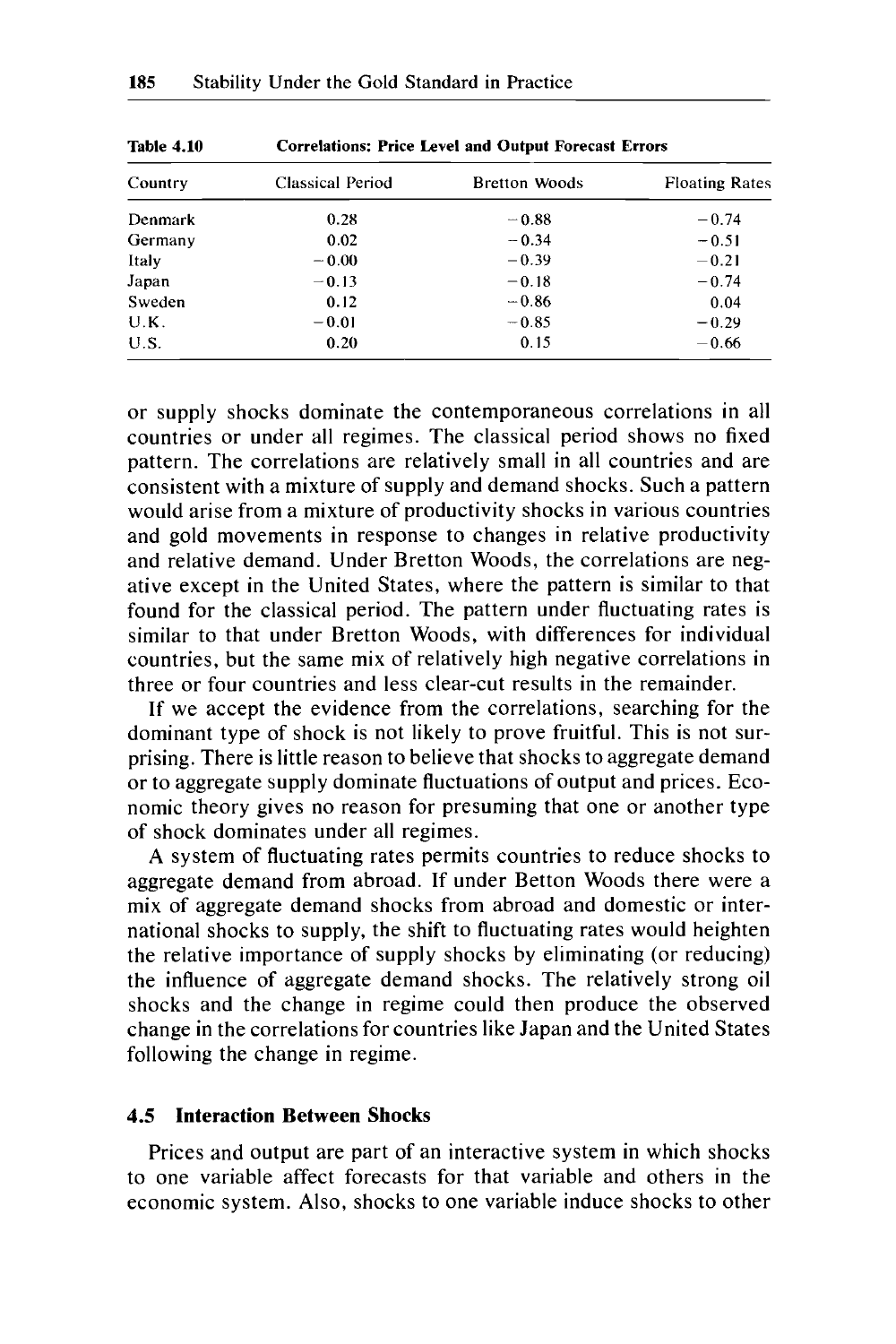**Table 4.10 Correlations: Price Level and Output Forecast Errors**

| Country | Classical Period | Bretton Woods | Floating Rates |
|---|---|---|---|
| Denmark | 0.28 | −0.88 | −0.74 |
| Germany | 0.02 | −0.34 | −0.51 |
| Italy | −0.00 | −0.39 | −0.21 |
| Japan | −0.13 | −0.18 | −0.74 |
| Sweden | 0.12 | −0.86 | 0.04 |
| U.K. | −0.01 | −0.85 | −0.29 |
| U.S. | 0.20 | 0.15 | −0.66 |

or supply shocks dominate the contemporaneous correlations in all countries or under all regimes. The classical period shows no fixed pattern. The correlations are relatively small in all countries and are consistent with a mixture of supply and demand shocks. Such a pattern would arise from a mixture of productivity shocks in various countries and gold movements in response to changes in relative productivity and relative demand. Under Bretton Woods, the correlations are negative except in the United States, where the pattern is similar to that found for the classical period. The pattern under fluctuating rates is similar to that under Bretton Woods, with differences for individual countries, but the same mix of relatively high negative correlations in three or four countries and less clear-cut results in the remainder.

If we accept the evidence from the correlations, searching for the dominant type of shock is not likely to prove fruitful. This is not surprising. There is little reason to believe that shocks to aggregate demand or to aggregate supply dominate fluctuations of output and prices. Economic theory gives no reason for presuming that one or another type of shock dominates under all regimes.

A system of fluctuating rates permits countries to reduce shocks to aggregate demand from abroad. If under Betton Woods there were a mix of aggregate demand shocks from abroad and domestic or international shocks to supply, the shift to fluctuating rates would heighten the relative importance of supply shocks by eliminating (or reducing) the influence of aggregate demand shocks. The relatively strong oil shocks and the change in regime could then produce the observed change in the correlations for countries like Japan and the United States following the change in regime.

### 4.5 Interaction Between Shocks

Prices and output are part of an interactive system in which shocks to one variable affect forecasts for that variable and others in the economic system. Also, shocks to one variable induce shocks to other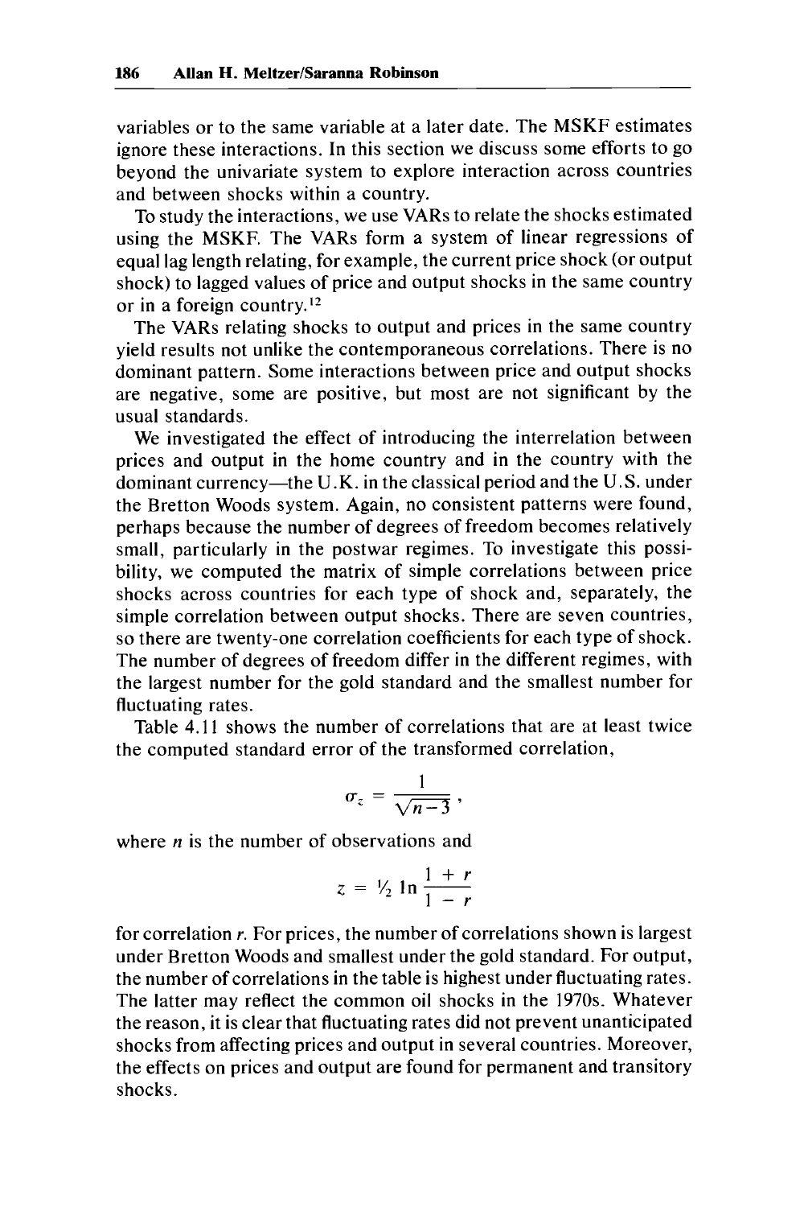variables or to the same variable at a later date. The MSKF estimates ignore these interactions. In this section we discuss some efforts to go beyond the univariate system to explore interaction across countries and between shocks within a country.

To study the interactions, we use VARs to relate the shocks estimated using the MSKF. The VARs form a system of linear regressions of equal lag length relating, for example, the current price shock (or output shock) to lagged values of price and output shocks in the same country or in a foreign country.[12]

The VARs relating shocks to output and prices in the same country yield results not unlike the contemporaneous correlations. There is no dominant pattern. Some interactions between price and output shocks are negative, some are positive, but most are not significant by the usual standards.

We investigated the effect of introducing the interrelation between prices and output in the home country and in the country with the dominant currency—the U.K. in the classical period and the U.S. under the Bretton Woods system. Again, no consistent patterns were found, perhaps because the number of degrees of freedom becomes relatively small, particularly in the postwar regimes. To investigate this possibility, we computed the matrix of simple correlations between price shocks across countries for each type of shock and, separately, the simple correlation between output shocks. There are seven countries, so there are twenty-one correlation coefficients for each type of shock. The number of degrees of freedom differ in the different regimes, with the largest number for the gold standard and the smallest number for fluctuating rates.

Table 4.11 shows the number of correlations that are at least twice the computed standard error of the transformed correlation,

$$\sigma_z = \frac{1}{\sqrt{n-3}},$$

where $n$ is the number of observations and

$$z = \tfrac{1}{2} \ln \frac{1+r}{1-r}$$

for correlation $r$. For prices, the number of correlations shown is largest under Bretton Woods and smallest under the gold standard. For output, the number of correlations in the table is highest under fluctuating rates. The latter may reflect the common oil shocks in the 1970s. Whatever the reason, it is clear that fluctuating rates did not prevent unanticipated shocks from affecting prices and output in several countries. Moreover, the effects on prices and output are found for permanent and transitory shocks.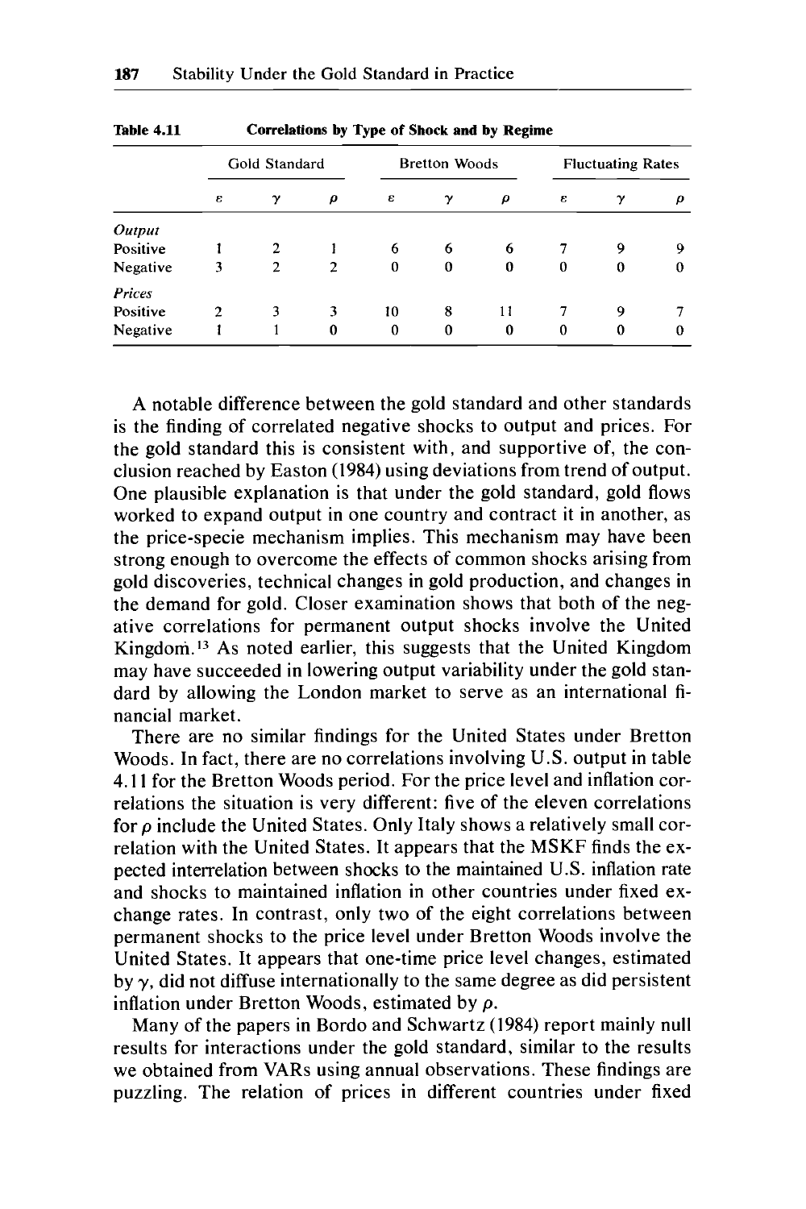**Table 4.11** **Correlations by Type of Shock and by Regime**

| | Gold Standard | | | Bretton Woods | | | Fluctuating Rates | | |
|---|---|---|---|---|---|---|---|---|---|
| | $\varepsilon$ | $\gamma$ | $\rho$ | $\varepsilon$ | $\gamma$ | $\rho$ | $\varepsilon$ | $\gamma$ | $\rho$ |
| *Output* | | | | | | | | | |
| Positive | 1 | 2 | 1 | 6 | 6 | 6 | 7 | 9 | 9 |
| Negative | 3 | 2 | 2 | 0 | 0 | 0 | 0 | 0 | 0 |
| *Prices* | | | | | | | | | |
| Positive | 2 | 3 | 3 | 10 | 8 | 11 | 7 | 9 | 7 |
| Negative | 1 | 1 | 0 | 0 | 0 | 0 | 0 | 0 | 0 |

A notable difference between the gold standard and other standards is the finding of correlated negative shocks to output and prices. For the gold standard this is consistent with, and supportive of, the conclusion reached by Easton (1984) using deviations from trend of output. One plausible explanation is that under the gold standard, gold flows worked to expand output in one country and contract it in another, as the price-specie mechanism implies. This mechanism may have been strong enough to overcome the effects of common shocks arising from gold discoveries, technical changes in gold production, and changes in the demand for gold. Closer examination shows that both of the negative correlations for permanent output shocks involve the United Kingdom.[13] As noted earlier, this suggests that the United Kingdom may have succeeded in lowering output variability under the gold standard by allowing the London market to serve as an international financial market.

There are no similar findings for the United States under Bretton Woods. In fact, there are no correlations involving U.S. output in table 4.11 for the Bretton Woods period. For the price level and inflation correlations the situation is very different: five of the eleven correlations for $\rho$ include the United States. Only Italy shows a relatively small correlation with the United States. It appears that the MSKF finds the expected interrelation between shocks to the maintained U.S. inflation rate and shocks to maintained inflation in other countries under fixed exchange rates. In contrast, only two of the eight correlations between permanent shocks to the price level under Bretton Woods involve the United States. It appears that one-time price level changes, estimated by $\gamma$, did not diffuse internationally to the same degree as did persistent inflation under Bretton Woods, estimated by $\rho$.

Many of the papers in Bordo and Schwartz (1984) report mainly null results for interactions under the gold standard, similar to the results we obtained from VARs using annual observations. These findings are puzzling. The relation of prices in different countries under fixed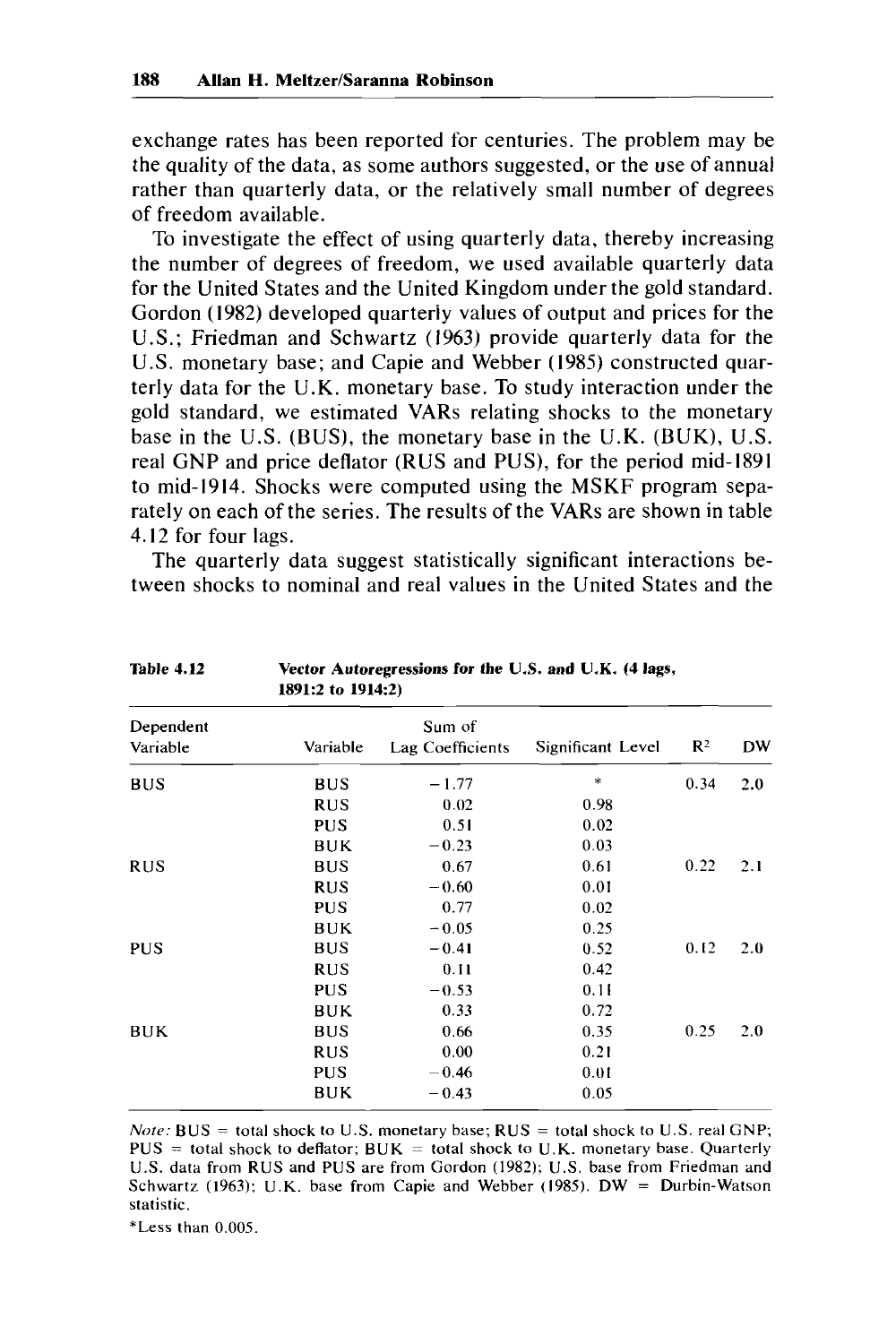exchange rates has been reported for centuries. The problem may be the quality of the data, as some authors suggested, or the use of annual rather than quarterly data, or the relatively small number of degrees of freedom available.

To investigate the effect of using quarterly data, thereby increasing the number of degrees of freedom, we used available quarterly data for the United States and the United Kingdom under the gold standard. Gordon (1982) developed quarterly values of output and prices for the U.S.; Friedman and Schwartz (1963) provide quarterly data for the U.S. monetary base; and Capie and Webber (1985) constructed quarterly data for the U.K. monetary base. To study interaction under the gold standard, we estimated VARs relating shocks to the monetary base in the U.S. (BUS), the monetary base in the U.K. (BUK), U.S. real GNP and price deflator (RUS and PUS), for the period mid-1891 to mid-1914. Shocks were computed using the MSKF program separately on each of the series. The results of the VARs are shown in table 4.12 for four lags.

The quarterly data suggest statistically significant interactions between shocks to nominal and real values in the United States and the

**Table 4.12** **Vector Autoregressions for the U.S. and U.K. (4 lags, 1891:2 to 1914:2)**

| Dependent Variable | Variable | Sum of Lag Coefficients | Significant Level | $R^2$ | DW |
|---|---|---|---|---|---|
| BUS | BUS | −1.77 | * | 0.34 | 2.0 |
| | RUS | 0.02 | 0.98 | | |
| | PUS | 0.51 | 0.02 | | |
| | BUK | −0.23 | 0.03 | | |
| RUS | BUS | 0.67 | 0.61 | 0.22 | 2.1 |
| | RUS | −0.60 | 0.01 | | |
| | PUS | 0.77 | 0.02 | | |
| | BUK | −0.05 | 0.25 | | |
| PUS | BUS | −0.41 | 0.52 | 0.12 | 2.0 |
| | RUS | 0.11 | 0.42 | | |
| | PUS | −0.53 | 0.11 | | |
| | BUK | 0.33 | 0.72 | | |
| BUK | BUS | 0.66 | 0.35 | 0.25 | 2.0 |
| | RUS | 0.00 | 0.21 | | |
| | PUS | −0.46 | 0.01 | | |
| | BUK | −0.43 | 0.05 | | |

*Note:* BUS = total shock to U.S. monetary base; RUS = total shock to U.S. real GNP; PUS = total shock to deflator; BUK = total shock to U.K. monetary base. Quarterly U.S. data from RUS and PUS are from Gordon (1982); U.S. base from Friedman and Schwartz (1963); U.K. base from Capie and Webber (1985). DW = Durbin-Watson statistic.

*Less than 0.005.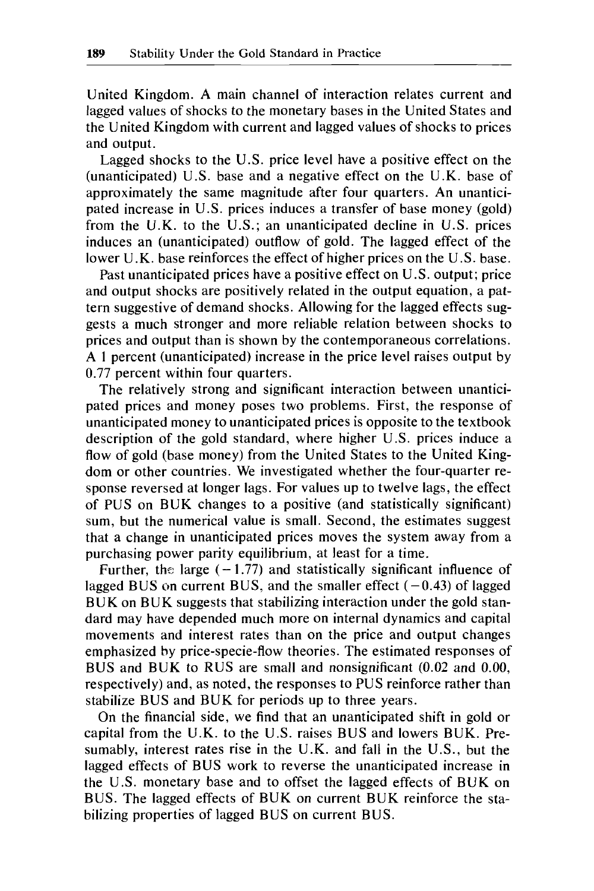United Kingdom. A main channel of interaction relates current and lagged values of shocks to the monetary bases in the United States and the United Kingdom with current and lagged values of shocks to prices and output.

Lagged shocks to the U.S. price level have a positive effect on the (unanticipated) U.S. base and a negative effect on the U.K. base of approximately the same magnitude after four quarters. An unanticipated increase in U.S. prices induces a transfer of base money (gold) from the U.K. to the U.S.; an unanticipated decline in U.S. prices induces an (unanticipated) outflow of gold. The lagged effect of the lower U.K. base reinforces the effect of higher prices on the U.S. base.

Past unanticipated prices have a positive effect on U.S. output; price and output shocks are positively related in the output equation, a pattern suggestive of demand shocks. Allowing for the lagged effects suggests a much stronger and more reliable relation between shocks to prices and output than is shown by the contemporaneous correlations. A 1 percent (unanticipated) increase in the price level raises output by 0.77 percent within four quarters.

The relatively strong and significant interaction between unanticipated prices and money poses two problems. First, the response of unanticipated money to unanticipated prices is opposite to the textbook description of the gold standard, where higher U.S. prices induce a flow of gold (base money) from the United States to the United Kingdom or other countries. We investigated whether the four-quarter response reversed at longer lags. For values up to twelve lags, the effect of PUS on BUK changes to a positive (and statistically significant) sum, but the numerical value is small. Second, the estimates suggest that a change in unanticipated prices moves the system away from a purchasing power parity equilibrium, at least for a time.

Further, the large (−1.77) and statistically significant influence of lagged BUS on current BUS, and the smaller effect (−0.43) of lagged BUK on BUK suggests that stabilizing interaction under the gold standard may have depended much more on internal dynamics and capital movements and interest rates than on the price and output changes emphasized by price-specie-flow theories. The estimated responses of BUS and BUK to RUS are small and nonsignificant (0.02 and 0.00, respectively) and, as noted, the responses to PUS reinforce rather than stabilize BUS and BUK for periods up to three years.

On the financial side, we find that an unanticipated shift in gold or capital from the U.K. to the U.S. raises BUS and lowers BUK. Presumably, interest rates rise in the U.K. and fall in the U.S., but the lagged effects of BUS work to reverse the unanticipated increase in the U.S. monetary base and to offset the lagged effects of BUK on BUS. The lagged effects of BUK on current BUK reinforce the stabilizing properties of lagged BUS on current BUS.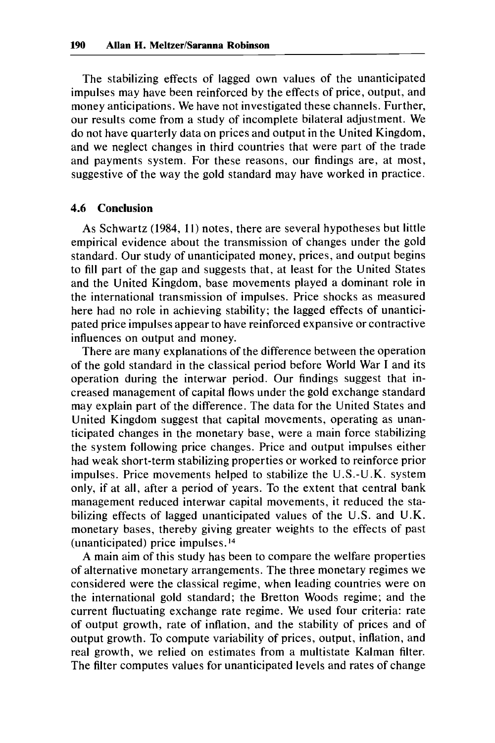The stabilizing effects of lagged own values of the unanticipated impulses may have been reinforced by the effects of price, output, and money anticipations. We have not investigated these channels. Further, our results come from a study of incomplete bilateral adjustment. We do not have quarterly data on prices and output in the United Kingdom, and we neglect changes in third countries that were part of the trade and payments system. For these reasons, our findings are, at most, suggestive of the way the gold standard may have worked in practice.

### 4.6 Conclusion

As Schwartz (1984, 11) notes, there are several hypotheses but little empirical evidence about the transmission of changes under the gold standard. Our study of unanticipated money, prices, and output begins to fill part of the gap and suggests that, at least for the United States and the United Kingdom, base movements played a dominant role in the international transmission of impulses. Price shocks as measured here had no role in achieving stability; the lagged effects of unanticipated price impulses appear to have reinforced expansive or contractive influences on output and money.

There are many explanations of the difference between the operation of the gold standard in the classical period before World War I and its operation during the interwar period. Our findings suggest that increased management of capital flows under the gold exchange standard may explain part of the difference. The data for the United States and United Kingdom suggest that capital movements, operating as unanticipated changes in the monetary base, were a main force stabilizing the system following price changes. Price and output impulses either had weak short-term stabilizing properties or worked to reinforce prior impulses. Price movements helped to stabilize the U.S.-U.K. system only, if at all, after a period of years. To the extent that central bank management reduced interwar capital movements, it reduced the stabilizing effects of lagged unanticipated values of the U.S. and U.K. monetary bases, thereby giving greater weights to the effects of past (unanticipated) price impulses.[14]

A main aim of this study has been to compare the welfare properties of alternative monetary arrangements. The three monetary regimes we considered were the classical regime, when leading countries were on the international gold standard; the Bretton Woods regime; and the current fluctuating exchange rate regime. We used four criteria: rate of output growth, rate of inflation, and the stability of prices and of output growth. To compute variability of prices, output, inflation, and real growth, we relied on estimates from a multistate Kalman filter. The filter computes values for unanticipated levels and rates of change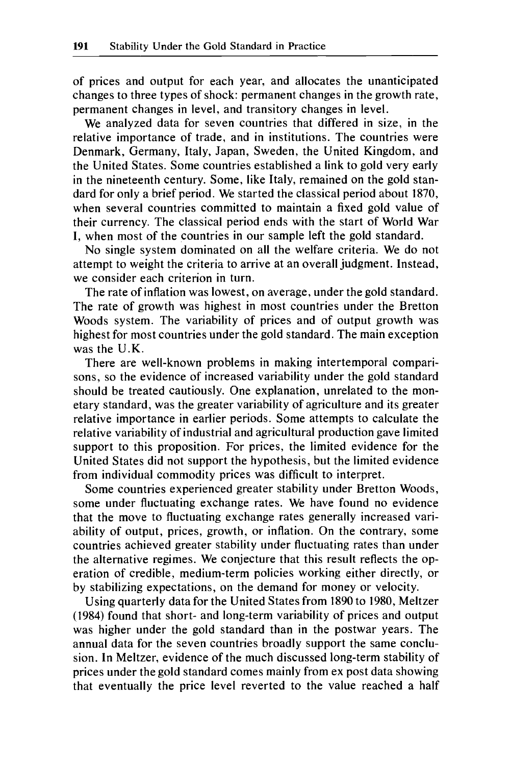of prices and output for each year, and allocates the unanticipated changes to three types of shock: permanent changes in the growth rate, permanent changes in level, and transitory changes in level.

We analyzed data for seven countries that differed in size, in the relative importance of trade, and in institutions. The countries were Denmark, Germany, Italy, Japan, Sweden, the United Kingdom, and the United States. Some countries established a link to gold very early in the nineteenth century. Some, like Italy, remained on the gold standard for only a brief period. We started the classical period about 1870, when several countries committed to maintain a fixed gold value of their currency. The classical period ends with the start of World War I, when most of the countries in our sample left the gold standard.

No single system dominated on all the welfare criteria. We do not attempt to weight the criteria to arrive at an overall judgment. Instead, we consider each criterion in turn.

The rate of inflation was lowest, on average, under the gold standard. The rate of growth was highest in most countries under the Bretton Woods system. The variability of prices and of output growth was highest for most countries under the gold standard. The main exception was the U.K.

There are well-known problems in making intertemporal comparisons, so the evidence of increased variability under the gold standard should be treated cautiously. One explanation, unrelated to the monetary standard, was the greater variability of agriculture and its greater relative importance in earlier periods. Some attempts to calculate the relative variability of industrial and agricultural production gave limited support to this proposition. For prices, the limited evidence for the United States did not support the hypothesis, but the limited evidence from individual commodity prices was difficult to interpret.

Some countries experienced greater stability under Bretton Woods, some under fluctuating exchange rates. We have found no evidence that the move to fluctuating exchange rates generally increased variability of output, prices, growth, or inflation. On the contrary, some countries achieved greater stability under fluctuating rates than under the alternative regimes. We conjecture that this result reflects the operation of credible, medium-term policies working either directly, or by stabilizing expectations, on the demand for money or velocity.

Using quarterly data for the United States from 1890 to 1980, Meltzer (1984) found that short- and long-term variability of prices and output was higher under the gold standard than in the postwar years. The annual data for the seven countries broadly support the same conclusion. In Meltzer, evidence of the much discussed long-term stability of prices under the gold standard comes mainly from ex post data showing that eventually the price level reverted to the value reached a half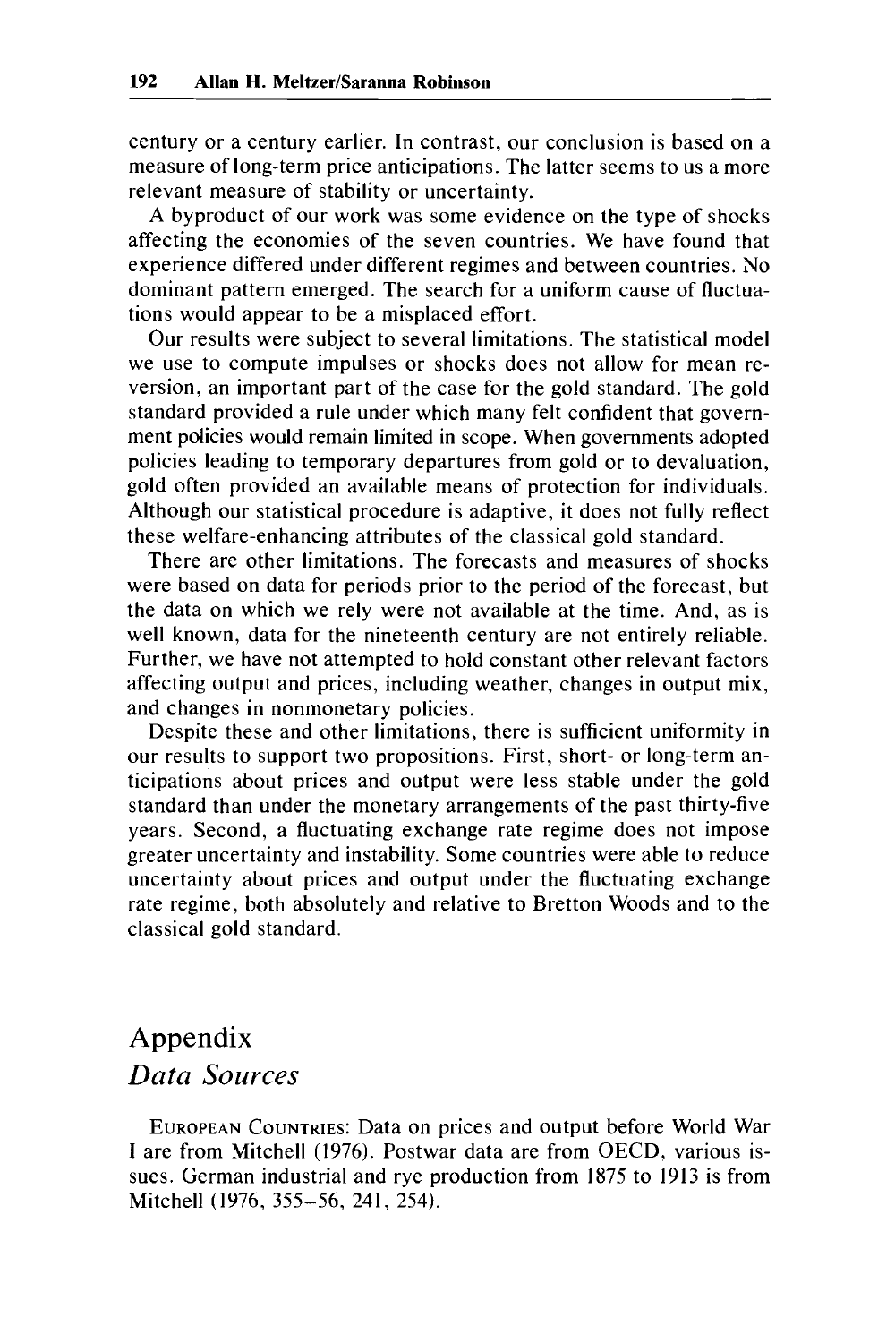century or a century earlier. In contrast, our conclusion is based on a measure of long-term price anticipations. The latter seems to us a more relevant measure of stability or uncertainty.

A byproduct of our work was some evidence on the type of shocks affecting the economies of the seven countries. We have found that experience differed under different regimes and between countries. No dominant pattern emerged. The search for a uniform cause of fluctuations would appear to be a misplaced effort.

Our results were subject to several limitations. The statistical model we use to compute impulses or shocks does not allow for mean reversion, an important part of the case for the gold standard. The gold standard provided a rule under which many felt confident that government policies would remain limited in scope. When governments adopted policies leading to temporary departures from gold or to devaluation, gold often provided an available means of protection for individuals. Although our statistical procedure is adaptive, it does not fully reflect these welfare-enhancing attributes of the classical gold standard.

There are other limitations. The forecasts and measures of shocks were based on data for periods prior to the period of the forecast, but the data on which we rely were not available at the time. And, as is well known, data for the nineteenth century are not entirely reliable. Further, we have not attempted to hold constant other relevant factors affecting output and prices, including weather, changes in output mix, and changes in nonmonetary policies.

Despite these and other limitations, there is sufficient uniformity in our results to support two propositions. First, short- or long-term anticipations about prices and output were less stable under the gold standard than under the monetary arrangements of the past thirty-five years. Second, a fluctuating exchange rate regime does not impose greater uncertainty and instability. Some countries were able to reduce uncertainty about prices and output under the fluctuating exchange rate regime, both absolutely and relative to Bretton Woods and to the classical gold standard.

# Appendix

## *Data Sources*

European Countries: Data on prices and output before World War I are from Mitchell (1976). Postwar data are from OECD, various issues. German industrial and rye production from 1875 to 1913 is from Mitchell (1976, 355–56, 241, 254).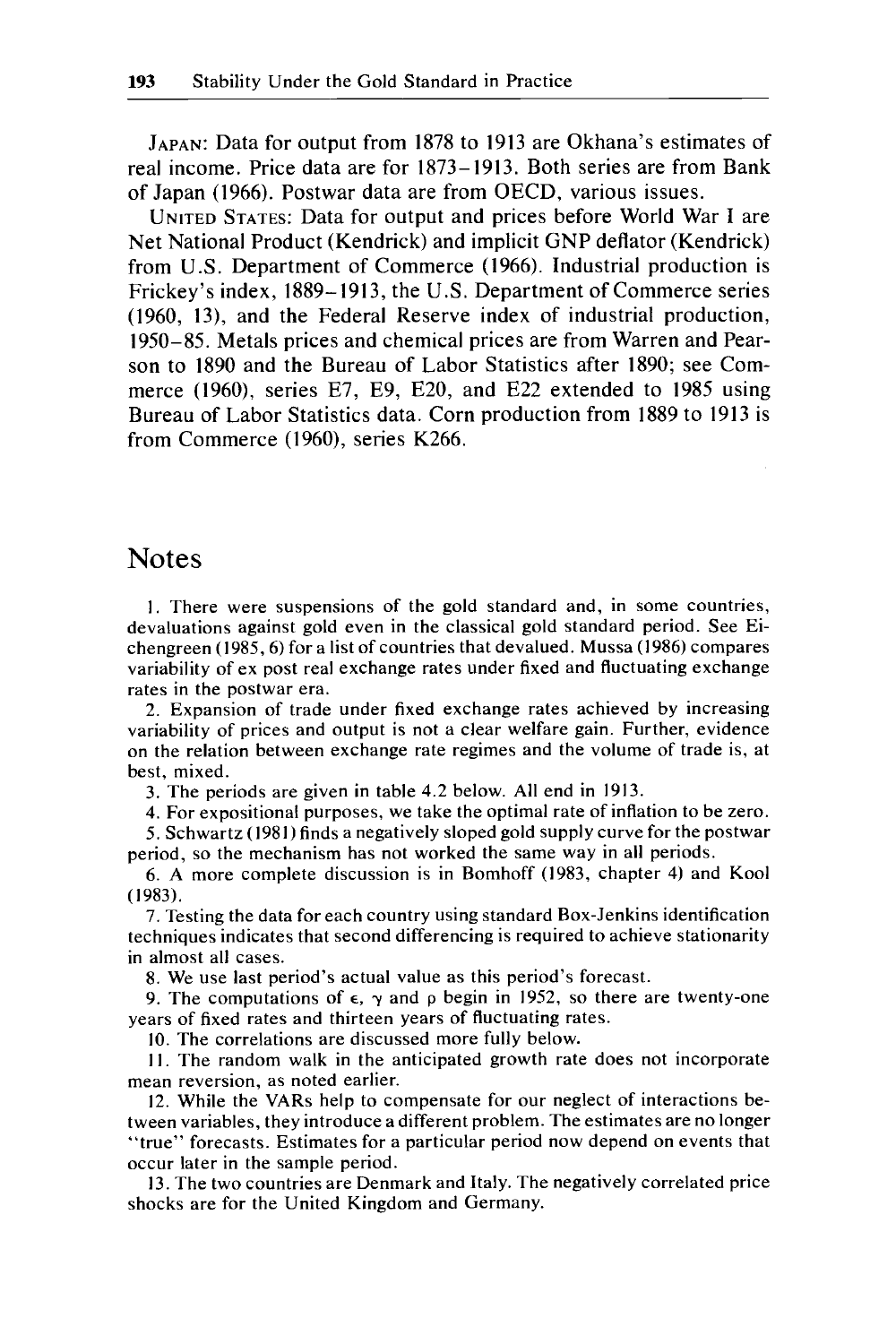JAPAN: Data for output from 1878 to 1913 are Okhana's estimates of real income. Price data are for 1873–1913. Both series are from Bank of Japan (1966). Postwar data are from OECD, various issues.

UNITED STATES: Data for output and prices before World War I are Net National Product (Kendrick) and implicit GNP deflator (Kendrick) from U.S. Department of Commerce (1966). Industrial production is Frickey's index, 1889–1913, the U.S. Department of Commerce series (1960, 13), and the Federal Reserve index of industrial production, 1950–85. Metals prices and chemical prices are from Warren and Pearson to 1890 and the Bureau of Labor Statistics after 1890; see Commerce (1960), series E7, E9, E20, and E22 extended to 1985 using Bureau of Labor Statistics data. Corn production from 1889 to 1913 is from Commerce (1960), series K266.

## Notes

1. There were suspensions of the gold standard and, in some countries, devaluations against gold even in the classical gold standard period. See Eichengreen (1985, 6) for a list of countries that devalued. Mussa (1986) compares variability of ex post real exchange rates under fixed and fluctuating exchange rates in the postwar era.

2. Expansion of trade under fixed exchange rates achieved by increasing variability of prices and output is not a clear welfare gain. Further, evidence on the relation between exchange rate regimes and the volume of trade is, at best, mixed.

3. The periods are given in table 4.2 below. All end in 1913.

4. For expositional purposes, we take the optimal rate of inflation to be zero.

5. Schwartz (1981) finds a negatively sloped gold supply curve for the postwar period, so the mechanism has not worked the same way in all periods.

6. A more complete discussion is in Bomhoff (1983, chapter 4) and Kool (1983).

7. Testing the data for each country using standard Box-Jenkins identification techniques indicates that second differencing is required to achieve stationarity in almost all cases.

8. We use last period's actual value as this period's forecast.

9. The computations of $\epsilon$, $\gamma$ and $\rho$ begin in 1952, so there are twenty-one years of fixed rates and thirteen years of fluctuating rates.

10. The correlations are discussed more fully below.

11. The random walk in the anticipated growth rate does not incorporate mean reversion, as noted earlier.

12. While the VARs help to compensate for our neglect of interactions between variables, they introduce a different problem. The estimates are no longer "true" forecasts. Estimates for a particular period now depend on events that occur later in the sample period.

13. The two countries are Denmark and Italy. The negatively correlated price shocks are for the United Kingdom and Germany.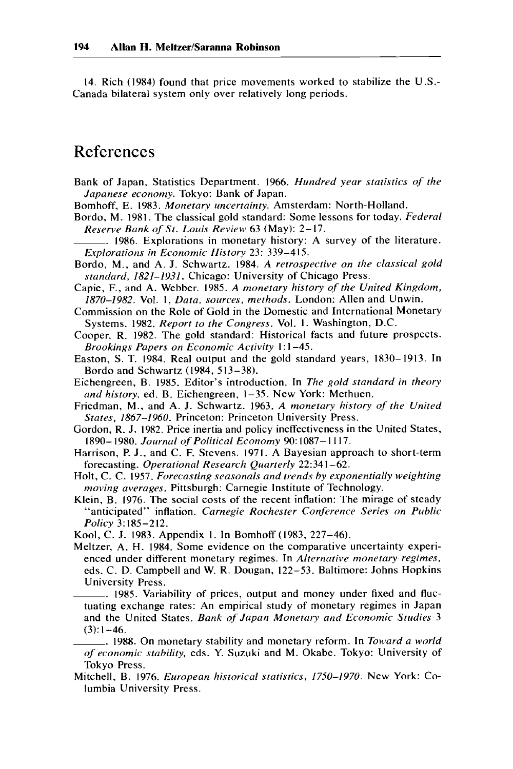14. Rich (1984) found that price movements worked to stabilize the U.S.-Canada bilateral system only over relatively long periods.

# References

Bank of Japan, Statistics Department. 1966. *Hundred year statistics of the Japanese economy.* Tokyo: Bank of Japan.

Bomhoff, E. 1983. *Monetary uncertainty.* Amsterdam: North-Holland.

Bordo, M. 1981. The classical gold standard: Some lessons for today. *Federal Reserve Bank of St. Louis Review* 63 (May): 2–17.

———. 1986. Explorations in monetary history: A survey of the literature. *Explorations in Economic History* 23: 339–415.

Bordo, M., and A. J. Schwartz. 1984. *A retrospective on the classical gold standard, 1821–1931.* Chicago: University of Chicago Press.

Capie, F., and A. Webber. 1985. *A monetary history of the United Kingdom, 1870–1982.* Vol. 1, *Data, sources, methods.* London: Allen and Unwin.

Commission on the Role of Gold in the Domestic and International Monetary Systems. 1982. *Report to the Congress.* Vol. 1. Washington, D.C.

Cooper, R. 1982. The gold standard: Historical facts and future prospects. *Brookings Papers on Economic Activity* 1:1–45.

Easton, S. T. 1984. Real output and the gold standard years, 1830–1913. In Bordo and Schwartz (1984, 513–38).

Eichengreen, B. 1985. Editor's introduction. In *The gold standard in theory and history,* ed. B. Eichengreen, 1–35. New York: Methuen.

Friedman, M., and A. J. Schwartz. 1963. *A monetary history of the United States, 1867–1960.* Princeton: Princeton University Press.

Gordon, R. J. 1982. Price inertia and policy ineffectiveness in the United States, 1890–1980. *Journal of Political Economy* 90:1087–1117.

Harrison, P. J., and C. F. Stevens. 1971. A Bayesian approach to short-term forecasting. *Operational Research Quarterly* 22:341–62.

Holt, C. C. 1957. *Forecasting seasonals and trends by exponentially weighting moving averages.* Pittsburgh: Carnegie Institute of Technology.

Klein, B. 1976. The social costs of the recent inflation: The mirage of steady "anticipated" inflation. *Carnegie Rochester Conference Series on Public Policy* 3:185–212.

Kool, C. J. 1983. Appendix 1. In Bomhoff (1983, 227–46).

Meltzer, A. H. 1984. Some evidence on the comparative uncertainty experienced under different monetary regimes. In *Alternative monetary regimes,* eds. C. D. Campbell and W. R. Dougan, 122–53. Baltimore: Johns Hopkins University Press.

———. 1985. Variability of prices, output and money under fixed and fluctuating exchange rates: An empirical study of monetary regimes in Japan and the United States. *Bank of Japan Monetary and Economic Studies* 3 (3):1–46.

———. 1988. On monetary stability and monetary reform. In *Toward a world of economic stability,* eds. Y. Suzuki and M. Okabe. Tokyo: University of Tokyo Press.

Mitchell, B. 1976. *European historical statistics, 1750–1970.* New York: Columbia University Press.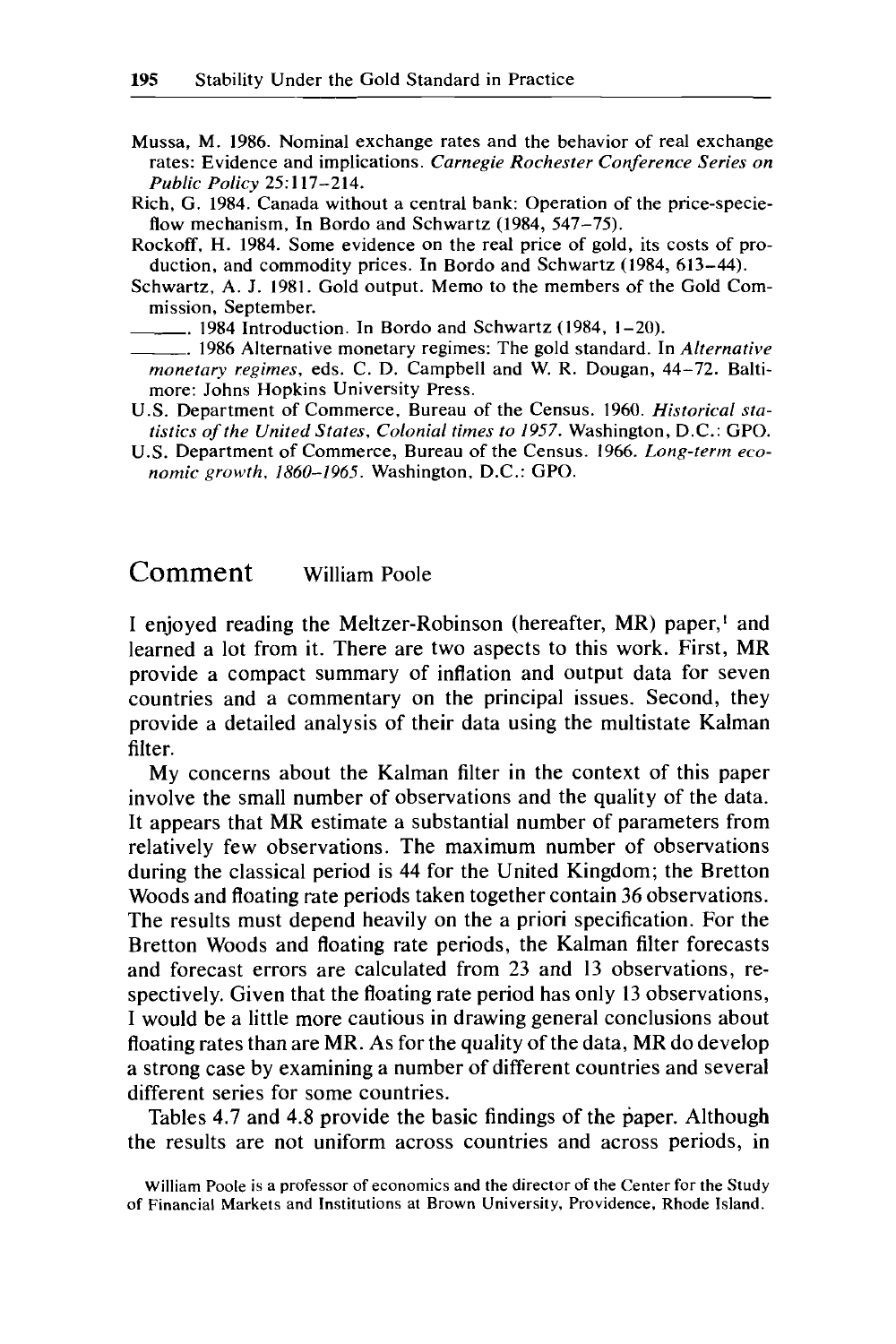Mussa, M. 1986. Nominal exchange rates and the behavior of real exchange rates: Evidence and implications. *Carnegie Rochester Conference Series on Public Policy* 25:117–214.

Rich, G. 1984. Canada without a central bank: Operation of the price-specie-flow mechanism, In Bordo and Schwartz (1984, 547–75).

Rockoff, H. 1984. Some evidence on the real price of gold, its costs of production, and commodity prices. In Bordo and Schwartz (1984, 613–44).

Schwartz, A. J. 1981. Gold output. Memo to the members of the Gold Commission, September.

———. 1984 Introduction. In Bordo and Schwartz (1984, 1–20).

———. 1986 Alternative monetary regimes: The gold standard. In *Alternative monetary regimes*, eds. C. D. Campbell and W. R. Dougan, 44–72. Baltimore: Johns Hopkins University Press.

U.S. Department of Commerce, Bureau of the Census. 1960. *Historical statistics of the United States, Colonial times to 1957*. Washington, D.C.: GPO.

U.S. Department of Commerce, Bureau of the Census. 1966. *Long-term economic growth, 1860–1965*. Washington, D.C.: GPO.

## Comment William Poole

I enjoyed reading the Meltzer-Robinson (hereafter, MR) paper,[1] and learned a lot from it. There are two aspects to this work. First, MR provide a compact summary of inflation and output data for seven countries and a commentary on the principal issues. Second, they provide a detailed analysis of their data using the multistate Kalman filter.

My concerns about the Kalman filter in the context of this paper involve the small number of observations and the quality of the data. It appears that MR estimate a substantial number of parameters from relatively few observations. The maximum number of observations during the classical period is 44 for the United Kingdom; the Bretton Woods and floating rate periods taken together contain 36 observations. The results must depend heavily on the a priori specification. For the Bretton Woods and floating rate periods, the Kalman filter forecasts and forecast errors are calculated from 23 and 13 observations, respectively. Given that the floating rate period has only 13 observations, I would be a little more cautious in drawing general conclusions about floating rates than are MR. As for the quality of the data, MR do develop a strong case by examining a number of different countries and several different series for some countries.

Tables 4.7 and 4.8 provide the basic findings of the paper. Although the results are not uniform across countries and across periods, in

William Poole is a professor of economics and the director of the Center for the Study of Financial Markets and Institutions at Brown University, Providence, Rhode Island.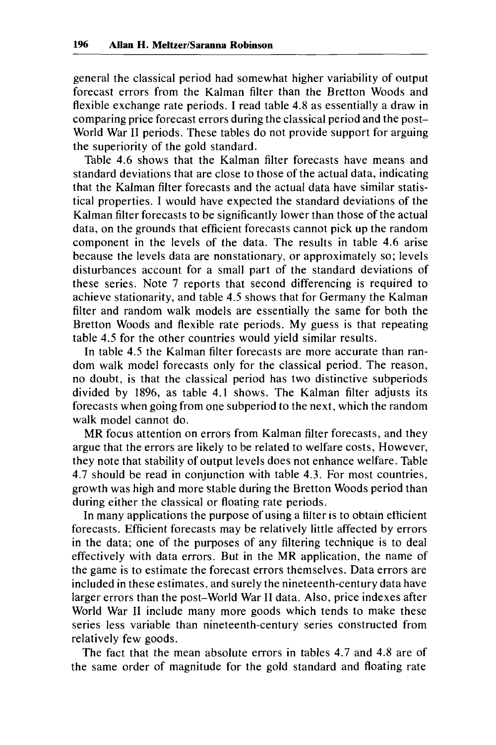general the classical period had somewhat higher variability of output forecast errors from the Kalman filter than the Bretton Woods and flexible exchange rate periods. I read table 4.8 as essentially a draw in comparing price forecast errors during the classical period and the post–World War II periods. These tables do not provide support for arguing the superiority of the gold standard.

Table 4.6 shows that the Kalman filter forecasts have means and standard deviations that are close to those of the actual data, indicating that the Kalman filter forecasts and the actual data have similar statistical properties. I would have expected the standard deviations of the Kalman filter forecasts to be significantly lower than those of the actual data, on the grounds that efficient forecasts cannot pick up the random component in the levels of the data. The results in table 4.6 arise because the levels data are nonstationary, or approximately so; levels disturbances account for a small part of the standard deviations of these series. Note 7 reports that second differencing is required to achieve stationarity, and table 4.5 shows that for Germany the Kalman filter and random walk models are essentially the same for both the Bretton Woods and flexible rate periods. My guess is that repeating table 4.5 for the other countries would yield similar results.

In table 4.5 the Kalman filter forecasts are more accurate than random walk model forecasts only for the classical period. The reason, no doubt, is that the classical period has two distinctive subperiods divided by 1896, as table 4.1 shows. The Kalman filter adjusts its forecasts when going from one subperiod to the next, which the random walk model cannot do.

MR focus attention on errors from Kalman filter forecasts, and they argue that the errors are likely to be related to welfare costs, However, they note that stability of output levels does not enhance welfare. Table 4.7 should be read in conjunction with table 4.3. For most countries, growth was high and more stable during the Bretton Woods period than during either the classical or floating rate periods.

In many applications the purpose of using a filter is to obtain efficient forecasts. Efficient forecasts may be relatively little affected by errors in the data; one of the purposes of any filtering technique is to deal effectively with data errors. But in the MR application, the name of the game is to estimate the forecast errors themselves. Data errors are included in these estimates, and surely the nineteenth-century data have larger errors than the post–World War II data. Also, price indexes after World War II include many more goods which tends to make these series less variable than nineteenth-century series constructed from relatively few goods.

The fact that the mean absolute errors in tables 4.7 and 4.8 are of the same order of magnitude for the gold standard and floating rate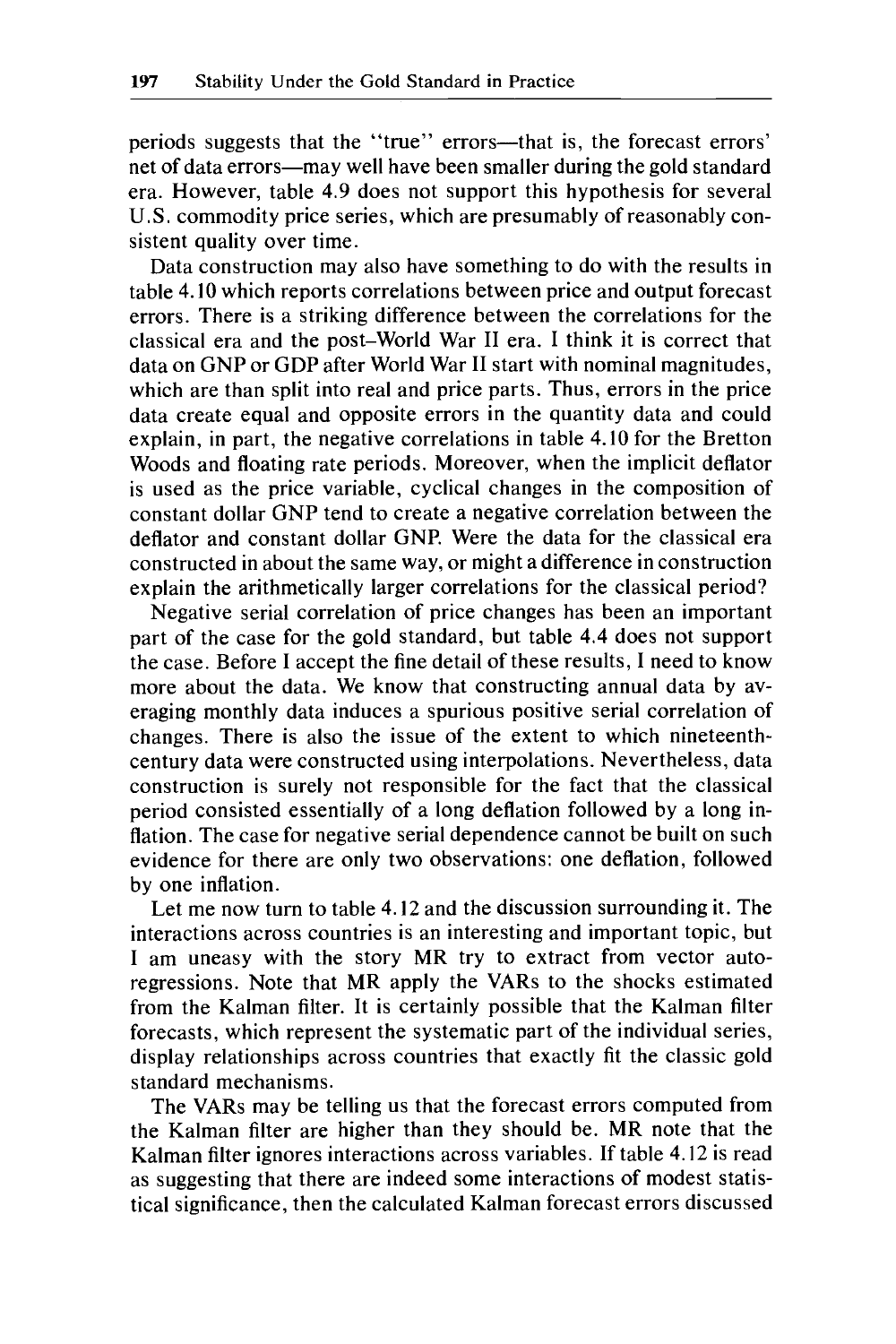periods suggests that the "true" errors—that is, the forecast errors' net of data errors—may well have been smaller during the gold standard era. However, table 4.9 does not support this hypothesis for several U.S. commodity price series, which are presumably of reasonably consistent quality over time.

Data construction may also have something to do with the results in table 4.10 which reports correlations between price and output forecast errors. There is a striking difference between the correlations for the classical era and the post–World War II era. I think it is correct that data on GNP or GDP after World War II start with nominal magnitudes, which are than split into real and price parts. Thus, errors in the price data create equal and opposite errors in the quantity data and could explain, in part, the negative correlations in table 4.10 for the Bretton Woods and floating rate periods. Moreover, when the implicit deflator is used as the price variable, cyclical changes in the composition of constant dollar GNP tend to create a negative correlation between the deflator and constant dollar GNP. Were the data for the classical era constructed in about the same way, or might a difference in construction explain the arithmetically larger correlations for the classical period?

Negative serial correlation of price changes has been an important part of the case for the gold standard, but table 4.4 does not support the case. Before I accept the fine detail of these results, I need to know more about the data. We know that constructing annual data by averaging monthly data induces a spurious positive serial correlation of changes. There is also the issue of the extent to which nineteenth-century data were constructed using interpolations. Nevertheless, data construction is surely not responsible for the fact that the classical period consisted essentially of a long deflation followed by a long inflation. The case for negative serial dependence cannot be built on such evidence for there are only two observations: one deflation, followed by one inflation.

Let me now turn to table 4.12 and the discussion surrounding it. The interactions across countries is an interesting and important topic, but I am uneasy with the story MR try to extract from vector autoregressions. Note that MR apply the VARs to the shocks estimated from the Kalman filter. It is certainly possible that the Kalman filter forecasts, which represent the systematic part of the individual series, display relationships across countries that exactly fit the classic gold standard mechanisms.

The VARs may be telling us that the forecast errors computed from the Kalman filter are higher than they should be. MR note that the Kalman filter ignores interactions across variables. If table 4.12 is read as suggesting that there are indeed some interactions of modest statistical significance, then the calculated Kalman forecast errors discussed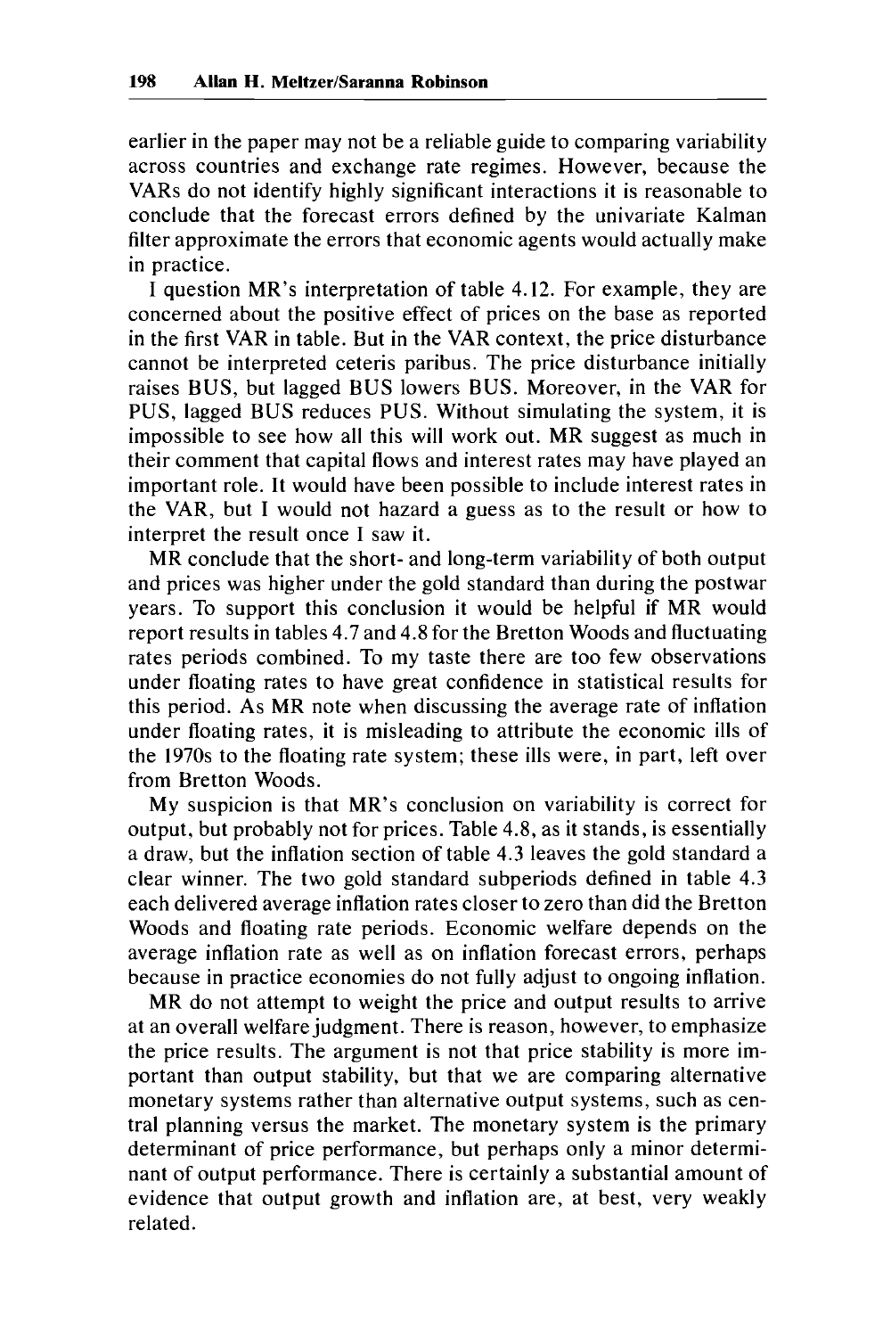earlier in the paper may not be a reliable guide to comparing variability across countries and exchange rate regimes. However, because the VARs do not identify highly significant interactions it is reasonable to conclude that the forecast errors defined by the univariate Kalman filter approximate the errors that economic agents would actually make in practice.

I question MR's interpretation of table 4.12. For example, they are concerned about the positive effect of prices on the base as reported in the first VAR in table. But in the VAR context, the price disturbance cannot be interpreted ceteris paribus. The price disturbance initially raises BUS, but lagged BUS lowers BUS. Moreover, in the VAR for PUS, lagged BUS reduces PUS. Without simulating the system, it is impossible to see how all this will work out. MR suggest as much in their comment that capital flows and interest rates may have played an important role. It would have been possible to include interest rates in the VAR, but I would not hazard a guess as to the result or how to interpret the result once I saw it.

MR conclude that the short- and long-term variability of both output and prices was higher under the gold standard than during the postwar years. To support this conclusion it would be helpful if MR would report results in tables 4.7 and 4.8 for the Bretton Woods and fluctuating rates periods combined. To my taste there are too few observations under floating rates to have great confidence in statistical results for this period. As MR note when discussing the average rate of inflation under floating rates, it is misleading to attribute the economic ills of the 1970s to the floating rate system; these ills were, in part, left over from Bretton Woods.

My suspicion is that MR's conclusion on variability is correct for output, but probably not for prices. Table 4.8, as it stands, is essentially a draw, but the inflation section of table 4.3 leaves the gold standard a clear winner. The two gold standard subperiods defined in table 4.3 each delivered average inflation rates closer to zero than did the Bretton Woods and floating rate periods. Economic welfare depends on the average inflation rate as well as on inflation forecast errors, perhaps because in practice economies do not fully adjust to ongoing inflation.

MR do not attempt to weight the price and output results to arrive at an overall welfare judgment. There is reason, however, to emphasize the price results. The argument is not that price stability is more important than output stability, but that we are comparing alternative monetary systems rather than alternative output systems, such as central planning versus the market. The monetary system is the primary determinant of price performance, but perhaps only a minor determinant of output performance. There is certainly a substantial amount of evidence that output growth and inflation are, at best, very weakly related.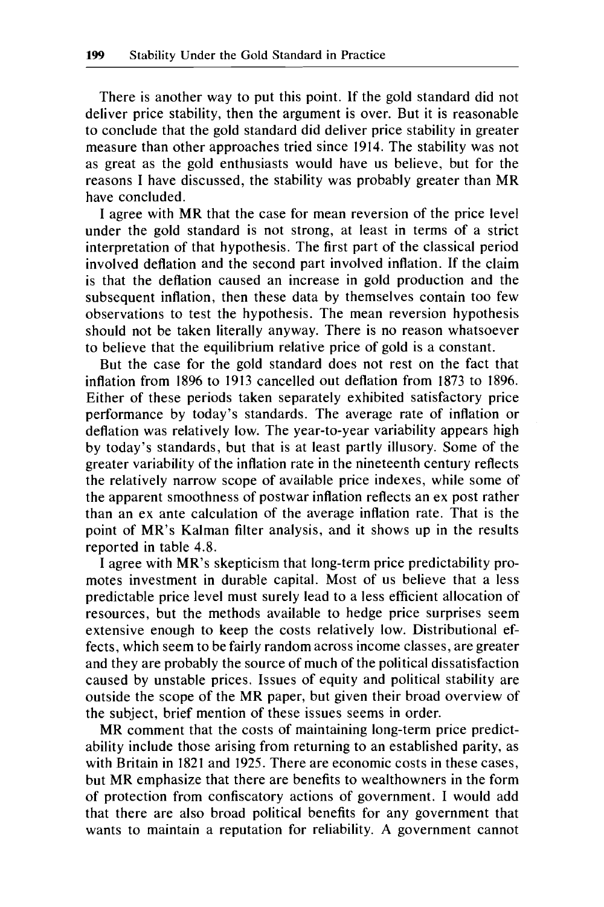There is another way to put this point. If the gold standard did not deliver price stability, then the argument is over. But it is reasonable to conclude that the gold standard did deliver price stability in greater measure than other approaches tried since 1914. The stability was not as great as the gold enthusiasts would have us believe, but for the reasons I have discussed, the stability was probably greater than MR have concluded.

I agree with MR that the case for mean reversion of the price level under the gold standard is not strong, at least in terms of a strict interpretation of that hypothesis. The first part of the classical period involved deflation and the second part involved inflation. If the claim is that the deflation caused an increase in gold production and the subsequent inflation, then these data by themselves contain too few observations to test the hypothesis. The mean reversion hypothesis should not be taken literally anyway. There is no reason whatsoever to believe that the equilibrium relative price of gold is a constant.

But the case for the gold standard does not rest on the fact that inflation from 1896 to 1913 cancelled out deflation from 1873 to 1896. Either of these periods taken separately exhibited satisfactory price performance by today's standards. The average rate of inflation or deflation was relatively low. The year-to-year variability appears high by today's standards, but that is at least partly illusory. Some of the greater variability of the inflation rate in the nineteenth century reflects the relatively narrow scope of available price indexes, while some of the apparent smoothness of postwar inflation reflects an ex post rather than an ex ante calculation of the average inflation rate. That is the point of MR's Kalman filter analysis, and it shows up in the results reported in table 4.8.

I agree with MR's skepticism that long-term price predictability promotes investment in durable capital. Most of us believe that a less predictable price level must surely lead to a less efficient allocation of resources, but the methods available to hedge price surprises seem extensive enough to keep the costs relatively low. Distributional effects, which seem to be fairly random across income classes, are greater and they are probably the source of much of the political dissatisfaction caused by unstable prices. Issues of equity and political stability are outside the scope of the MR paper, but given their broad overview of the subject, brief mention of these issues seems in order.

MR comment that the costs of maintaining long-term price predictability include those arising from returning to an established parity, as with Britain in 1821 and 1925. There are economic costs in these cases, but MR emphasize that there are benefits to wealthowners in the form of protection from confiscatory actions of government. I would add that there are also broad political benefits for any government that wants to maintain a reputation for reliability. A government cannot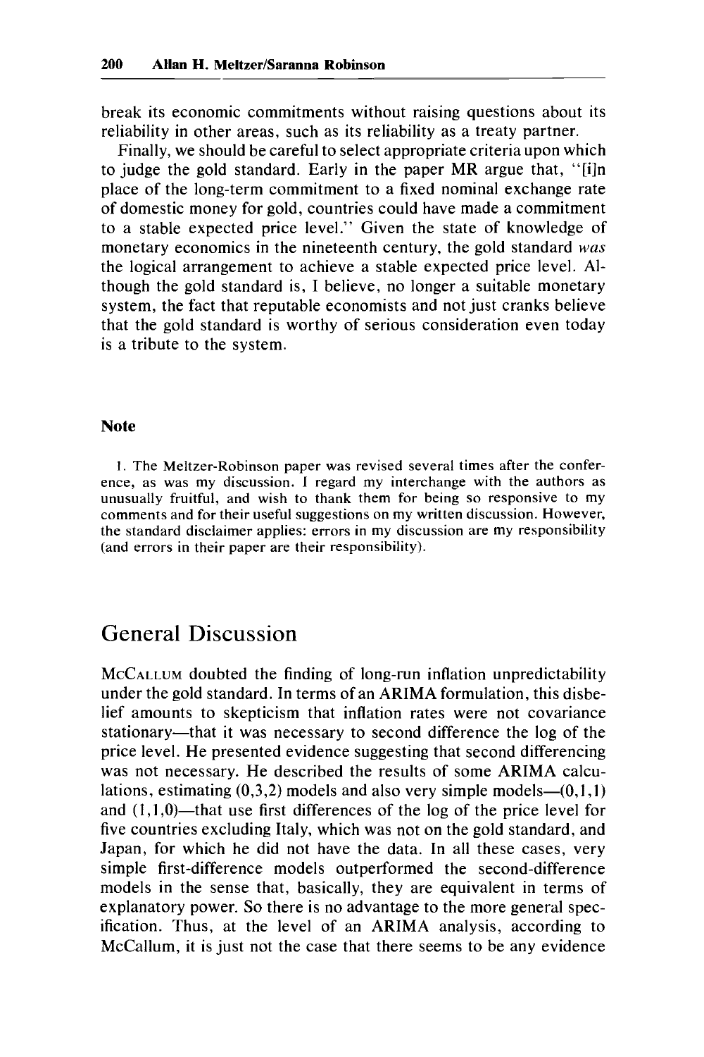break its economic commitments without raising questions about its reliability in other areas, such as its reliability as a treaty partner.

Finally, we should be careful to select appropriate criteria upon which to judge the gold standard. Early in the paper MR argue that, "[i]n place of the long-term commitment to a fixed nominal exchange rate of domestic money for gold, countries could have made a commitment to a stable expected price level." Given the state of knowledge of monetary economics in the nineteenth century, the gold standard *was* the logical arrangement to achieve a stable expected price level. Although the gold standard is, I believe, no longer a suitable monetary system, the fact that reputable economists and not just cranks believe that the gold standard is worthy of serious consideration even today is a tribute to the system.

### Note

1. The Meltzer-Robinson paper was revised several times after the conference, as was my discussion. I regard my interchange with the authors as unusually fruitful, and wish to thank them for being so responsive to my comments and for their useful suggestions on my written discussion. However, the standard disclaimer applies: errors in my discussion are my responsibility (and errors in their paper are their responsibility).

## General Discussion

McCallum doubted the finding of long-run inflation unpredictability under the gold standard. In terms of an ARIMA formulation, this disbelief amounts to skepticism that inflation rates were not covariance stationary—that it was necessary to second difference the log of the price level. He presented evidence suggesting that second differencing was not necessary. He described the results of some ARIMA calculations, estimating (0,3,2) models and also very simple models—(0,1,1) and (1,1,0)—that use first differences of the log of the price level for five countries excluding Italy, which was not on the gold standard, and Japan, for which he did not have the data. In all these cases, very simple first-difference models outperformed the second-difference models in the sense that, basically, they are equivalent in terms of explanatory power. So there is no advantage to the more general specification. Thus, at the level of an ARIMA analysis, according to McCallum, it is just not the case that there seems to be any evidence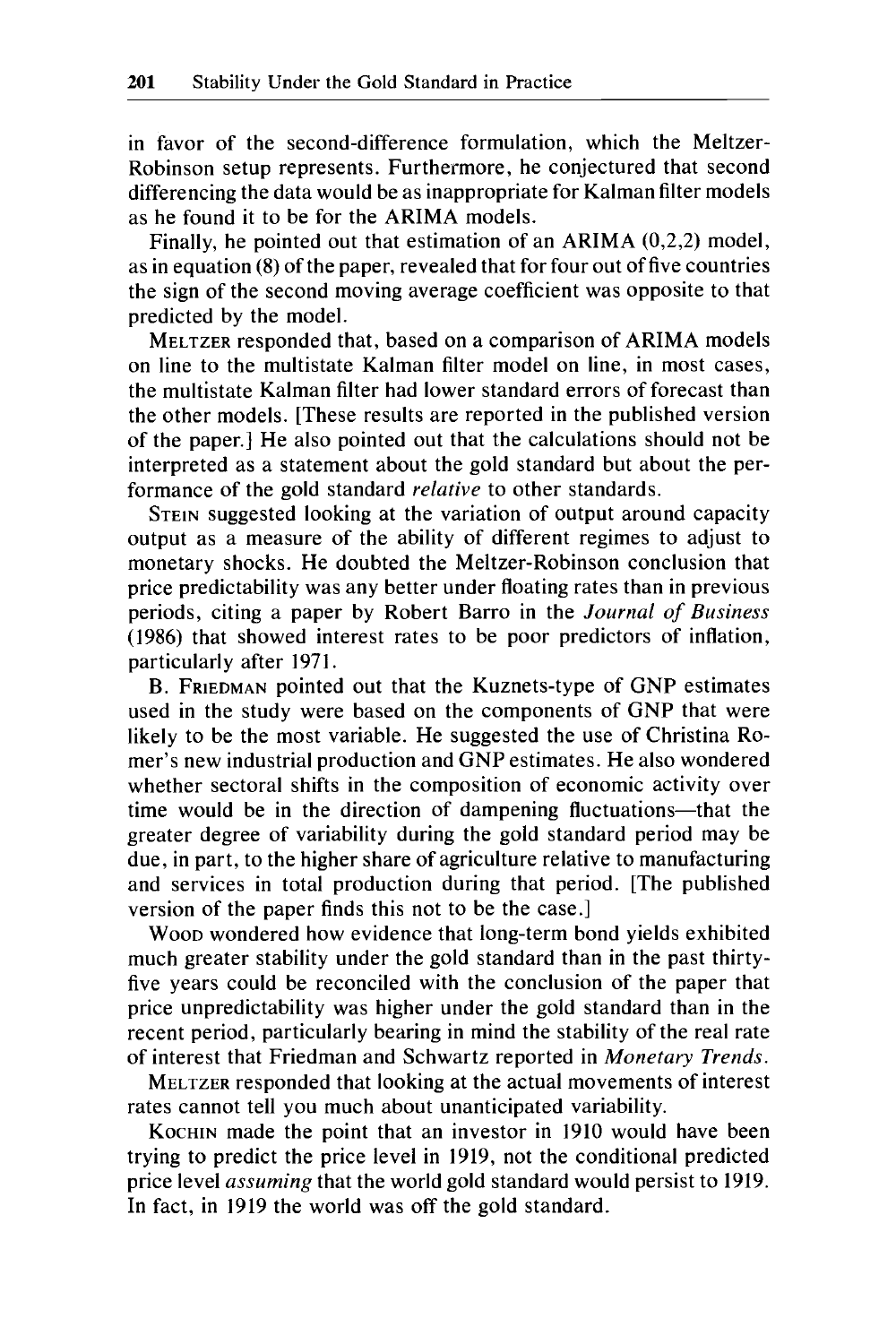in favor of the second-difference formulation, which the Meltzer-Robinson setup represents. Furthermore, he conjectured that second differencing the data would be as inappropriate for Kalman filter models as he found it to be for the ARIMA models.

Finally, he pointed out that estimation of an ARIMA (0,2,2) model, as in equation (8) of the paper, revealed that for four out of five countries the sign of the second moving average coefficient was opposite to that predicted by the model.

MELTZER responded that, based on a comparison of ARIMA models on line to the multistate Kalman filter model on line, in most cases, the multistate Kalman filter had lower standard errors of forecast than the other models. [These results are reported in the published version of the paper.] He also pointed out that the calculations should not be interpreted as a statement about the gold standard but about the performance of the gold standard *relative* to other standards.

STEIN suggested looking at the variation of output around capacity output as a measure of the ability of different regimes to adjust to monetary shocks. He doubted the Meltzer-Robinson conclusion that price predictability was any better under floating rates than in previous periods, citing a paper by Robert Barro in the *Journal of Business* (1986) that showed interest rates to be poor predictors of inflation, particularly after 1971.

B. FRIEDMAN pointed out that the Kuznets-type of GNP estimates used in the study were based on the components of GNP that were likely to be the most variable. He suggested the use of Christina Romer's new industrial production and GNP estimates. He also wondered whether sectoral shifts in the composition of economic activity over time would be in the direction of dampening fluctuations—that the greater degree of variability during the gold standard period may be due, in part, to the higher share of agriculture relative to manufacturing and services in total production during that period. [The published version of the paper finds this not to be the case.]

WOOD wondered how evidence that long-term bond yields exhibited much greater stability under the gold standard than in the past thirty-five years could be reconciled with the conclusion of the paper that price unpredictability was higher under the gold standard than in the recent period, particularly bearing in mind the stability of the real rate of interest that Friedman and Schwartz reported in *Monetary Trends*.

MELTZER responded that looking at the actual movements of interest rates cannot tell you much about unanticipated variability.

KOCHIN made the point that an investor in 1910 would have been trying to predict the price level in 1919, not the conditional predicted price level *assuming* that the world gold standard would persist to 1919. In fact, in 1919 the world was off the gold standard.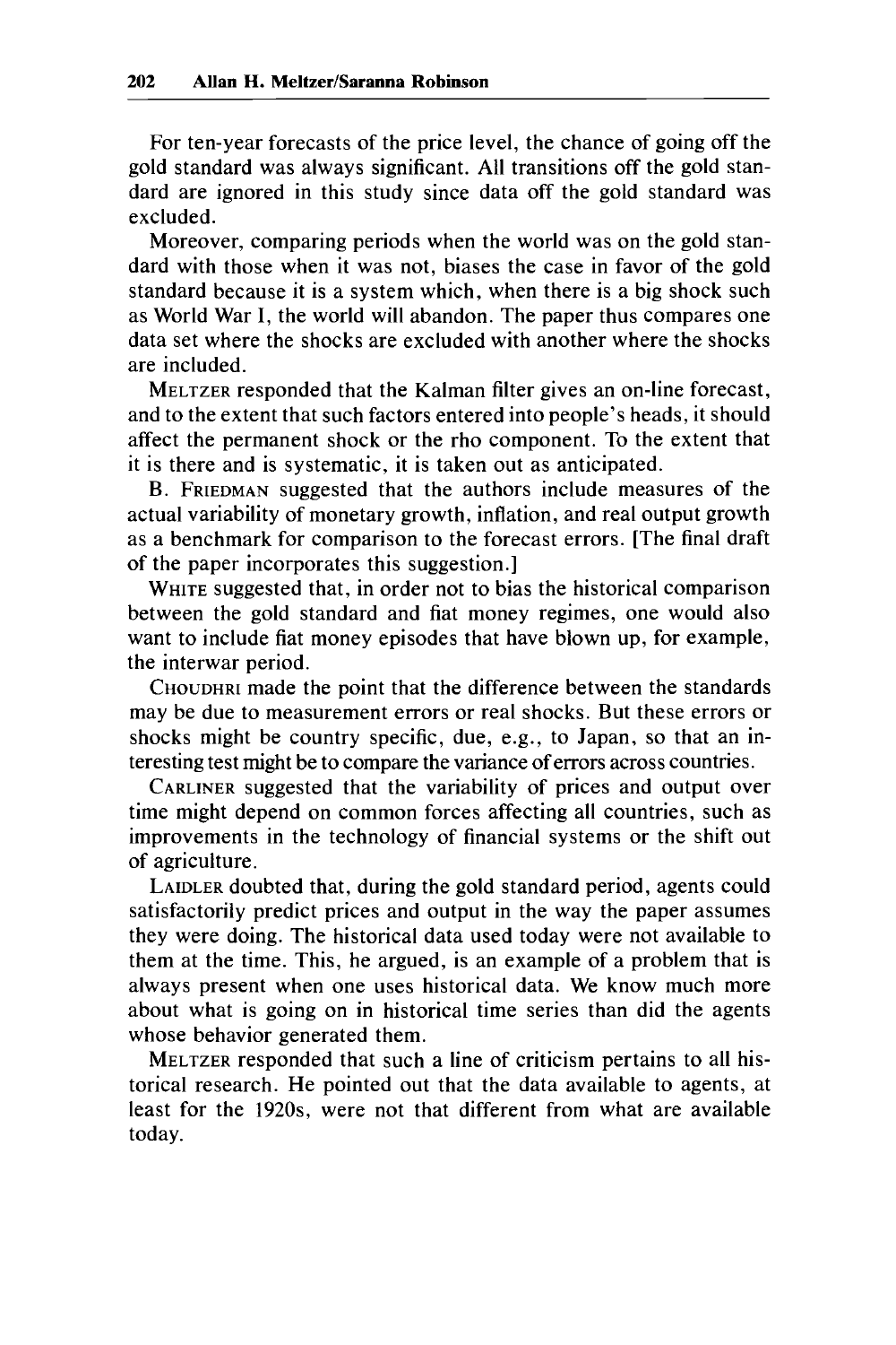For ten-year forecasts of the price level, the chance of going off the gold standard was always significant. All transitions off the gold standard are ignored in this study since data off the gold standard was excluded.

Moreover, comparing periods when the world was on the gold standard with those when it was not, biases the case in favor of the gold standard because it is a system which, when there is a big shock such as World War I, the world will abandon. The paper thus compares one data set where the shocks are excluded with another where the shocks are included.

Meltzer responded that the Kalman filter gives an on-line forecast, and to the extent that such factors entered into people's heads, it should affect the permanent shock or the rho component. To the extent that it is there and is systematic, it is taken out as anticipated.

B. Friedman suggested that the authors include measures of the actual variability of monetary growth, inflation, and real output growth as a benchmark for comparison to the forecast errors. [The final draft of the paper incorporates this suggestion.]

White suggested that, in order not to bias the historical comparison between the gold standard and fiat money regimes, one would also want to include fiat money episodes that have blown up, for example, the interwar period.

Choudhri made the point that the difference between the standards may be due to measurement errors or real shocks. But these errors or shocks might be country specific, due, e.g., to Japan, so that an interesting test might be to compare the variance of errors across countries.

Carliner suggested that the variability of prices and output over time might depend on common forces affecting all countries, such as improvements in the technology of financial systems or the shift out of agriculture.

Laidler doubted that, during the gold standard period, agents could satisfactorily predict prices and output in the way the paper assumes they were doing. The historical data used today were not available to them at the time. This, he argued, is an example of a problem that is always present when one uses historical data. We know much more about what is going on in historical time series than did the agents whose behavior generated them.

Meltzer responded that such a line of criticism pertains to all historical research. He pointed out that the data available to agents, at least for the 1920s, were not that different from what are available today.